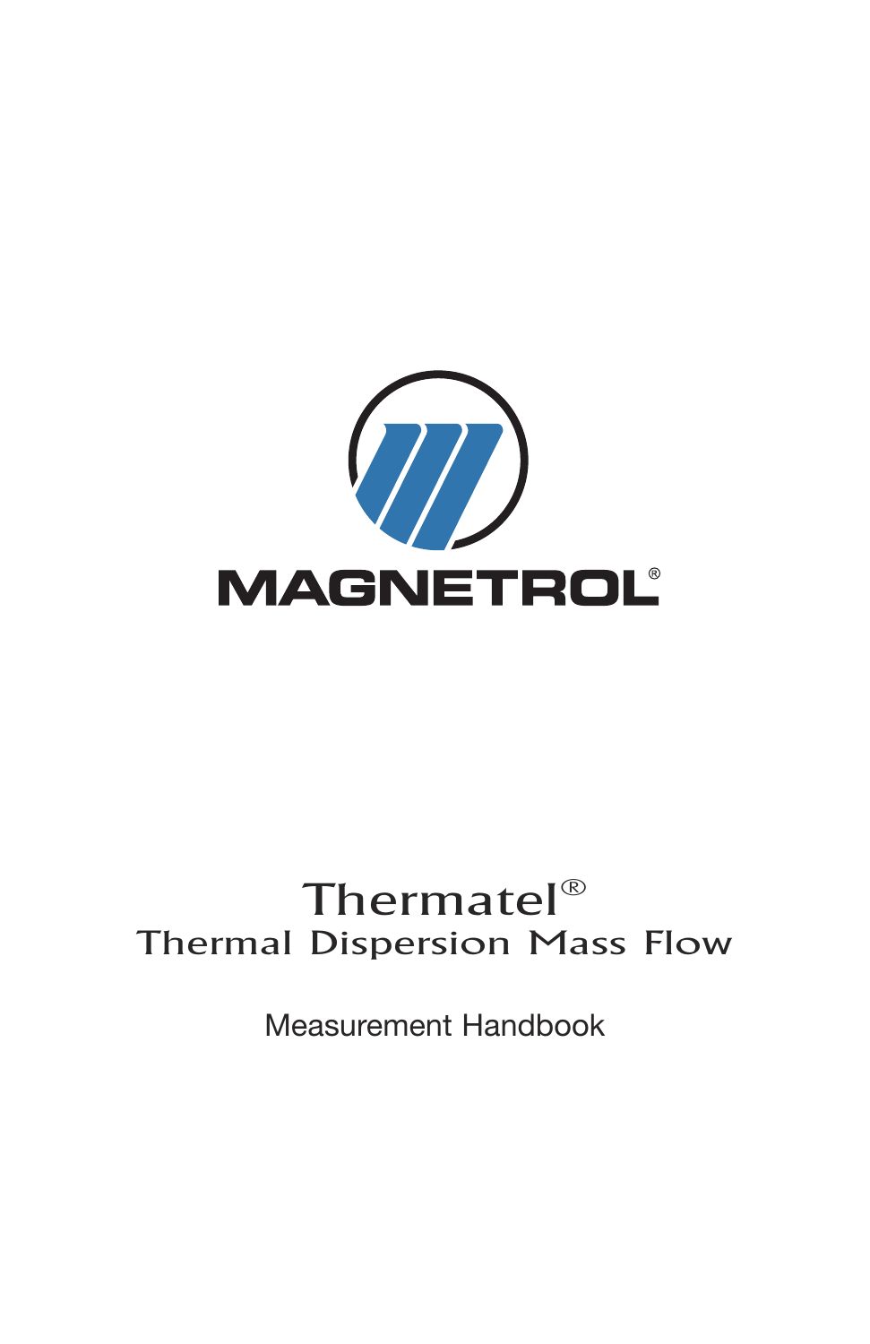MAGNETROL®

# Thermatel®

## Thermal Dispersion Mass Flow

Measurement Handbook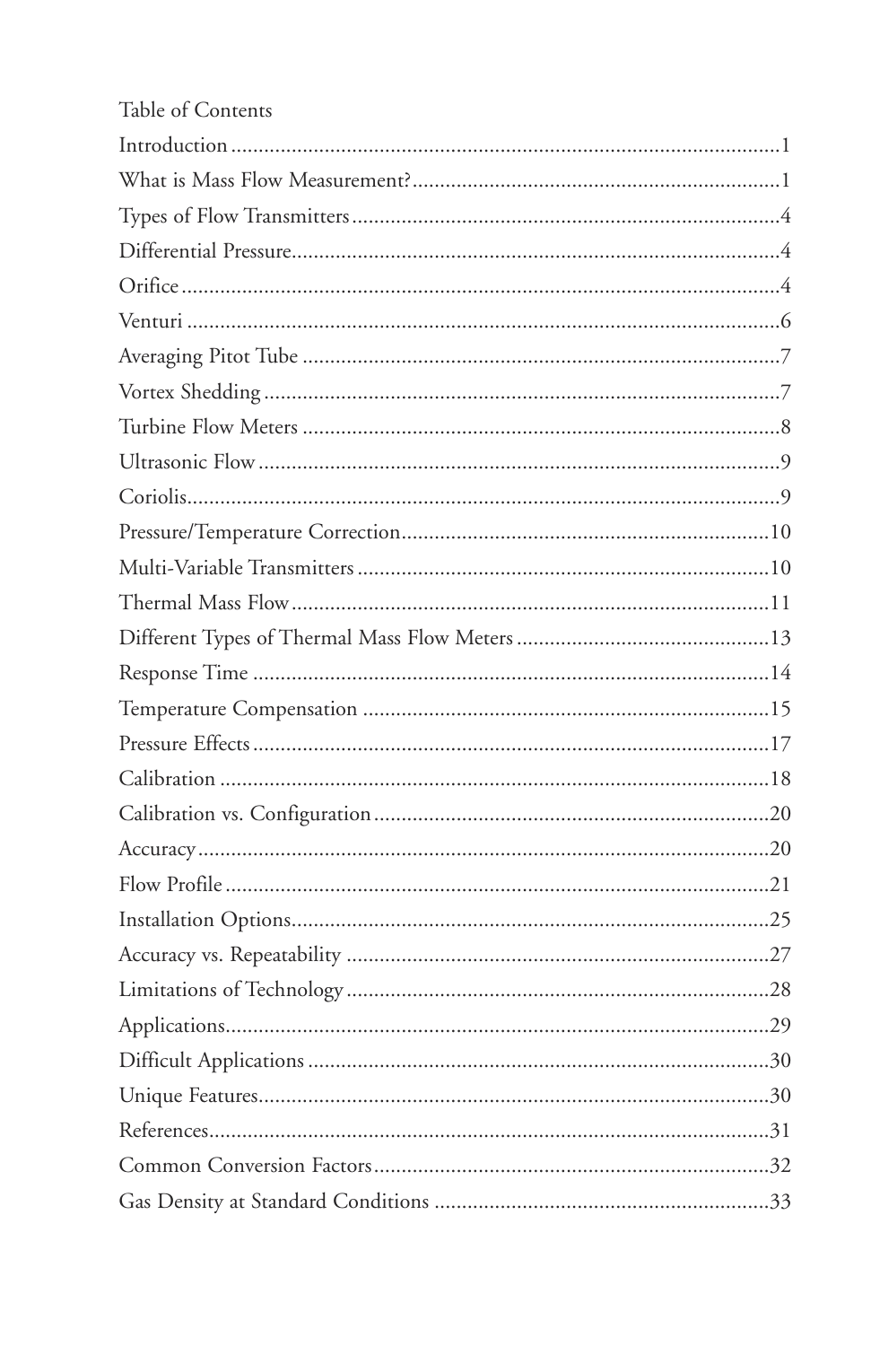# Table of Contents

| Section | Page |
|---|---|
| Introduction | 1 |
| What is Mass Flow Measurement? | 1 |
| Types of Flow Transmitters | 4 |
| Differential Pressure | 4 |
| Orifice | 4 |
| Venturi | 6 |
| Averaging Pitot Tube | 7 |
| Vortex Shedding | 7 |
| Turbine Flow Meters | 8 |
| Ultrasonic Flow | 9 |
| Coriolis | 9 |
| Pressure/Temperature Correction | 10 |
| Multi-Variable Transmitters | 10 |
| Thermal Mass Flow | 11 |
| Different Types of Thermal Mass Flow Meters | 13 |
| Response Time | 14 |
| Temperature Compensation | 15 |
| Pressure Effects | 17 |
| Calibration | 18 |
| Calibration vs. Configuration | 20 |
| Accuracy | 20 |
| Flow Profile | 21 |
| Installation Options | 25 |
| Accuracy vs. Repeatability | 27 |
| Limitations of Technology | 28 |
| Applications | 29 |
| Difficult Applications | 30 |
| Unique Features | 30 |
| References | 31 |
| Common Conversion Factors | 32 |
| Gas Density at Standard Conditions | 33 |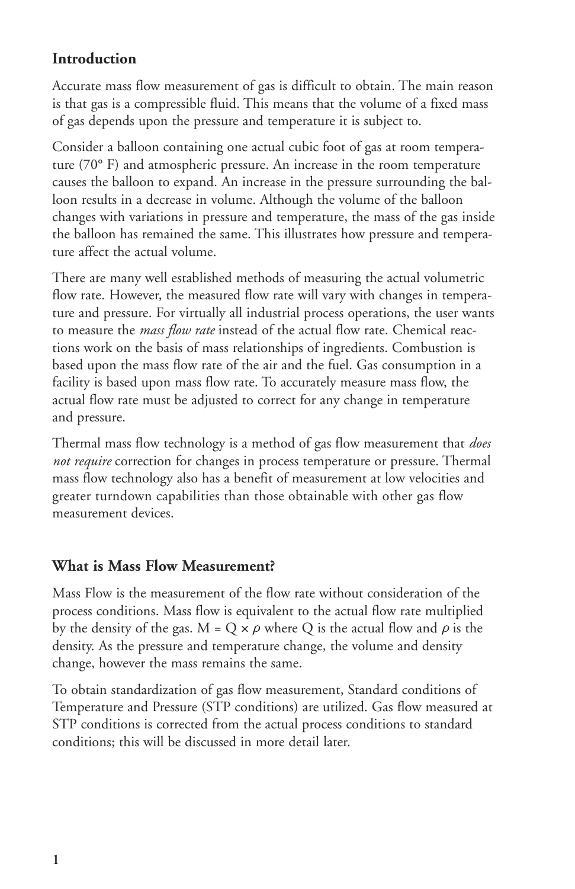## Introduction

Accurate mass flow measurement of gas is difficult to obtain. The main reason is that gas is a compressible fluid. This means that the volume of a fixed mass of gas depends upon the pressure and temperature it is subject to.

Consider a balloon containing one actual cubic foot of gas at room temperature (70° F) and atmospheric pressure. An increase in the room temperature causes the balloon to expand. An increase in the pressure surrounding the balloon results in a decrease in volume. Although the volume of the balloon changes with variations in pressure and temperature, the mass of the gas inside the balloon has remained the same. This illustrates how pressure and temperature affect the actual volume.

There are many well established methods of measuring the actual volumetric flow rate. However, the measured flow rate will vary with changes in temperature and pressure. For virtually all industrial process operations, the user wants to measure the *mass flow rate* instead of the actual flow rate. Chemical reactions work on the basis of mass relationships of ingredients. Combustion is based upon the mass flow rate of the air and the fuel. Gas consumption in a facility is based upon mass flow rate. To accurately measure mass flow, the actual flow rate must be adjusted to correct for any change in temperature and pressure.

Thermal mass flow technology is a method of gas flow measurement that *does not require* correction for changes in process temperature or pressure. Thermal mass flow technology also has a benefit of measurement at low velocities and greater turndown capabilities than those obtainable with other gas flow measurement devices.

## What is Mass Flow Measurement?

Mass Flow is the measurement of the flow rate without consideration of the process conditions. Mass flow is equivalent to the actual flow rate multiplied by the density of the gas. $M = Q \times \rho$ where Q is the actual flow and $\rho$ is the density. As the pressure and temperature change, the volume and density change, however the mass remains the same.

To obtain standardization of gas flow measurement, Standard conditions of Temperature and Pressure (STP conditions) are utilized. Gas flow measured at STP conditions is corrected from the actual process conditions to standard conditions; this will be discussed in more detail later.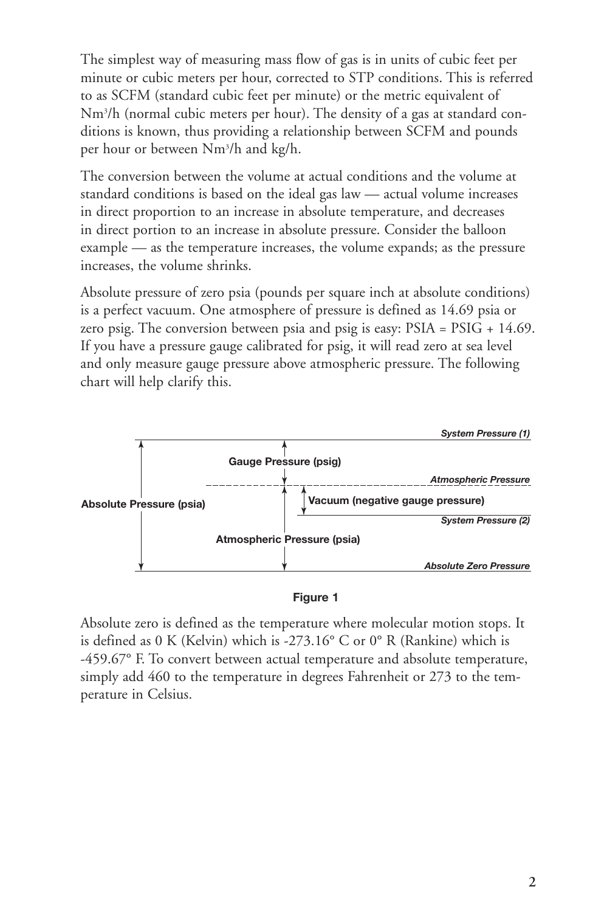The simplest way of measuring mass flow of gas is in units of cubic feet per minute or cubic meters per hour, corrected to STP conditions. This is referred to as SCFM (standard cubic feet per minute) or the metric equivalent of $Nm^3/h$ (normal cubic meters per hour). The density of a gas at standard conditions is known, thus providing a relationship between SCFM and pounds per hour or between $Nm^3/h$ and kg/h.

The conversion between the volume at actual conditions and the volume at standard conditions is based on the ideal gas law — actual volume increases in direct proportion to an increase in absolute temperature, and decreases in direct portion to an increase in absolute pressure. Consider the balloon example — as the temperature increases, the volume expands; as the pressure increases, the volume shrinks.

Absolute pressure of zero psia (pounds per square inch at absolute conditions) is a perfect vacuum. One atmosphere of pressure is defined as 14.69 psia or zero psig. The conversion between psia and psig is easy: PSIA = PSIG + 14.69. If you have a pressure gauge calibrated for psig, it will read zero at sea level and only measure gauge pressure above atmospheric pressure. The following chart will help clarify this.

*System Pressure (1)*

**Gauge Pressure (psig)**

*Atmospheric Pressure*

**Absolute Pressure (psia)**

**Vacuum (negative gauge pressure)**

*System Pressure (2)*

**Atmospheric Pressure (psia)**

*Absolute Zero Pressure*

**Figure 1**

Absolute zero is defined as the temperature where molecular motion stops. It is defined as 0 K (Kelvin) which is -273.16° C or 0° R (Rankine) which is -459.67° F. To convert between actual temperature and absolute temperature, simply add 460 to the temperature in degrees Fahrenheit or 273 to the temperature in Celsius.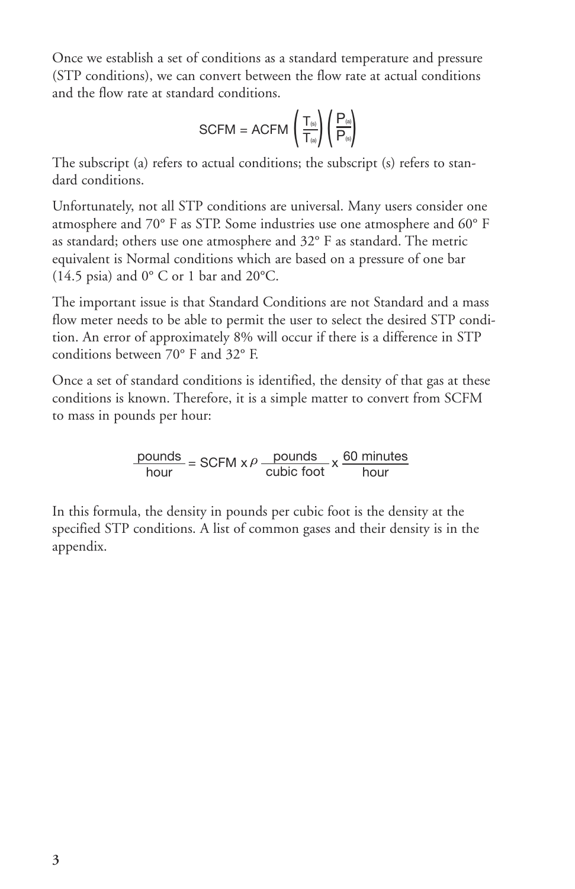Once we establish a set of conditions as a standard temperature and pressure (STP conditions), we can convert between the flow rate at actual conditions and the flow rate at standard conditions.

$$\text{SCFM} = \text{ACFM} \left( \frac{T_{(s)}}{T_{(a)}} \right) \left( \frac{P_{(a)}}{P_{(s)}} \right)$$

The subscript (a) refers to actual conditions; the subscript (s) refers to standard conditions.

Unfortunately, not all STP conditions are universal. Many users consider one atmosphere and 70° F as STP. Some industries use one atmosphere and 60° F as standard; others use one atmosphere and 32° F as standard. The metric equivalent is Normal conditions which are based on a pressure of one bar (14.5 psia) and 0° C or 1 bar and 20°C.

The important issue is that Standard Conditions are not Standard and a mass flow meter needs to be able to permit the user to select the desired STP condition. An error of approximately 8% will occur if there is a difference in STP conditions between 70° F and 32° F.

Once a set of standard conditions is identified, the density of that gas at these conditions is known. Therefore, it is a simple matter to convert from SCFM to mass in pounds per hour:

$$\frac{\text{pounds}}{\text{hour}} = \text{SCFM} \times \rho \, \frac{\text{pounds}}{\text{cubic foot}} \times \frac{60 \text{ minutes}}{\text{hour}}$$

In this formula, the density in pounds per cubic foot is the density at the specified STP conditions. A list of common gases and their density is in the appendix.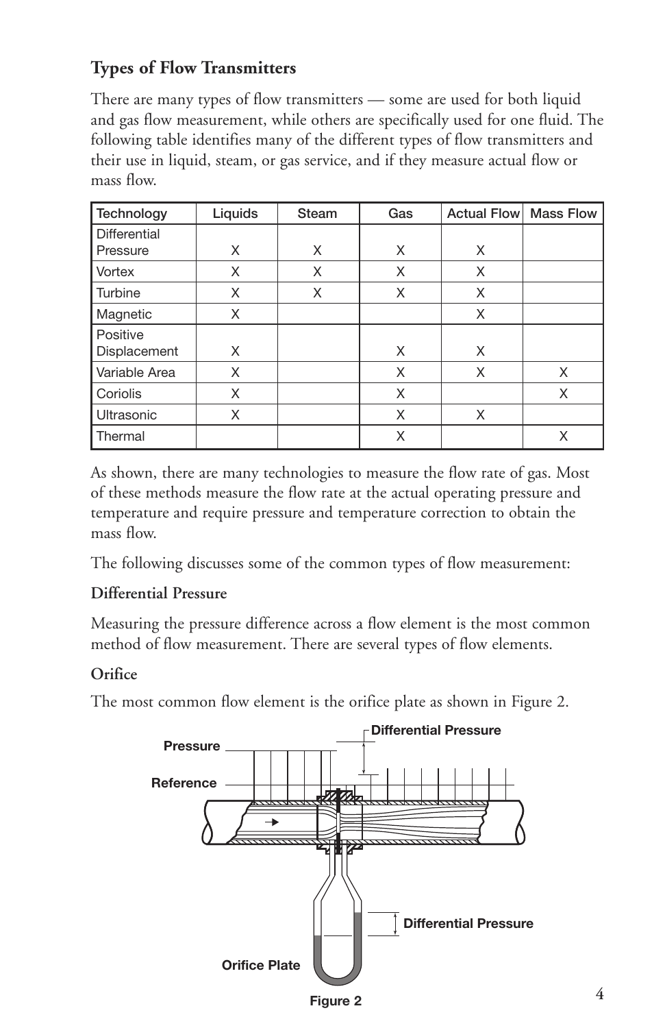## Types of Flow Transmitters

There are many types of flow transmitters — some are used for both liquid and gas flow measurement, while others are specifically used for one fluid. The following table identifies many of the different types of flow transmitters and their use in liquid, steam, or gas service, and if they measure actual flow or mass flow.

| Technology | Liquids | Steam | Gas | Actual Flow | Mass Flow |
|---|---|---|---|---|---|
| Differential Pressure | X | X | X | X | |
| Vortex | X | X | X | X | |
| Turbine | X | X | X | X | |
| Magnetic | X | | | X | |
| Positive Displacement | X | | X | X | |
| Variable Area | X | | X | X | X |
| Coriolis | X | | X | | X |
| Ultrasonic | X | | X | X | |
| Thermal | | | X | | X |

As shown, there are many technologies to measure the flow rate of gas. Most of these methods measure the flow rate at the actual operating pressure and temperature and require pressure and temperature correction to obtain the mass flow.

The following discusses some of the common types of flow measurement:

### Differential Pressure

Measuring the pressure difference across a flow element is the most common method of flow measurement. There are several types of flow elements.

### Orifice

The most common flow element is the orifice plate as shown in Figure 2.

Pressure

Reference

Differential Pressure

Differential Pressure

Orifice Plate

Figure 2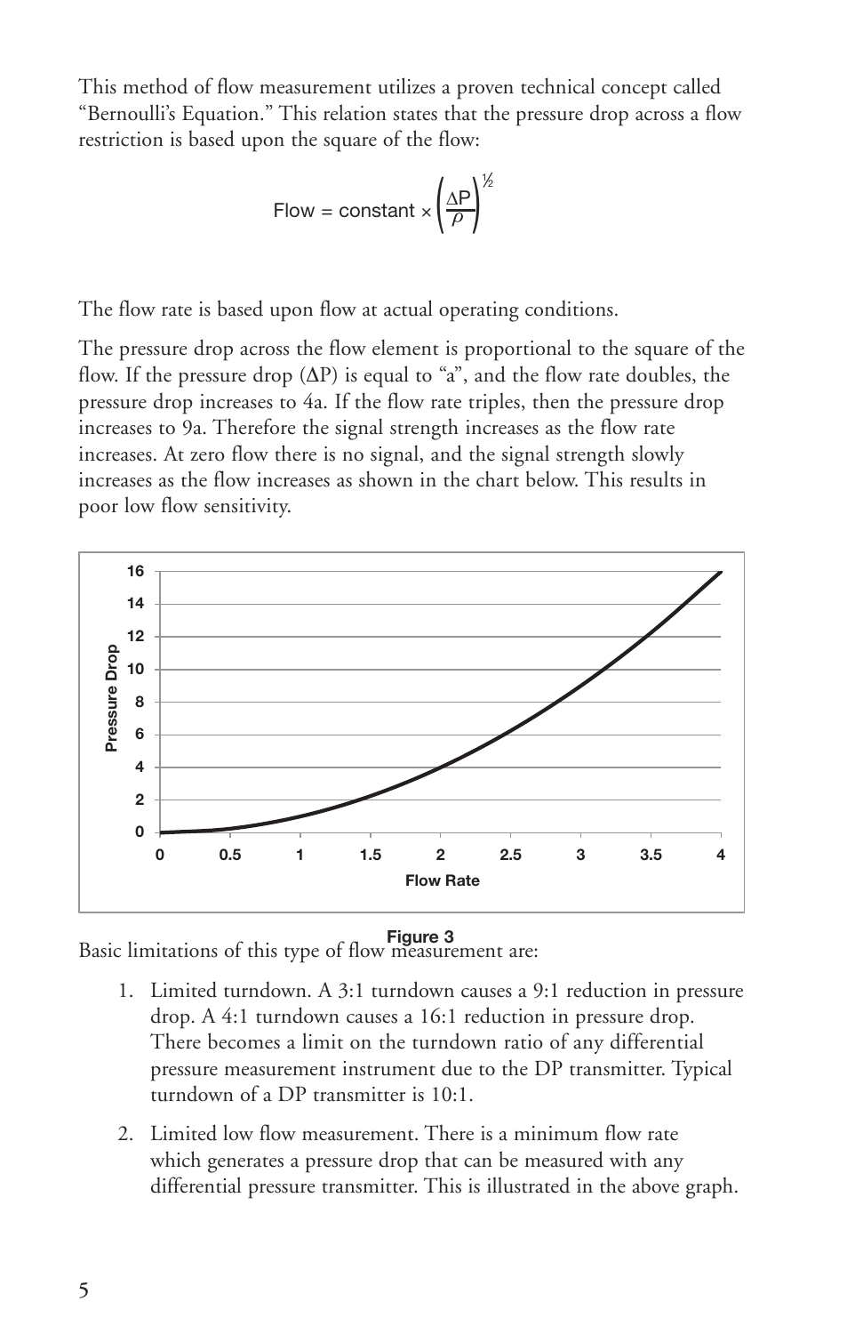This method of flow measurement utilizes a proven technical concept called "Bernoulli's Equation." This relation states that the pressure drop across a flow restriction is based upon the square of the flow:

$$\text{Flow} = \text{constant} \times \left(\frac{\Delta P}{\rho}\right)^{1/2}$$

The flow rate is based upon flow at actual operating conditions.

The pressure drop across the flow element is proportional to the square of the flow. If the pressure drop ($\Delta P$) is equal to "a", and the flow rate doubles, the pressure drop increases to 4a. If the flow rate triples, then the pressure drop increases to 9a. Therefore the signal strength increases as the flow rate increases. At zero flow there is no signal, and the signal strength slowly increases as the flow increases as shown in the chart below. This results in poor low flow sensitivity.

Figure 3

Basic limitations of this type of flow measurement are:

1. Limited turndown. A 3:1 turndown causes a 9:1 reduction in pressure drop. A 4:1 turndown causes a 16:1 reduction in pressure drop. There becomes a limit on the turndown ratio of any differential pressure measurement instrument due to the DP transmitter. Typical turndown of a DP transmitter is 10:1.
2. Limited low flow measurement. There is a minimum flow rate which generates a pressure drop that can be measured with any differential pressure transmitter. This is illustrated in the above graph.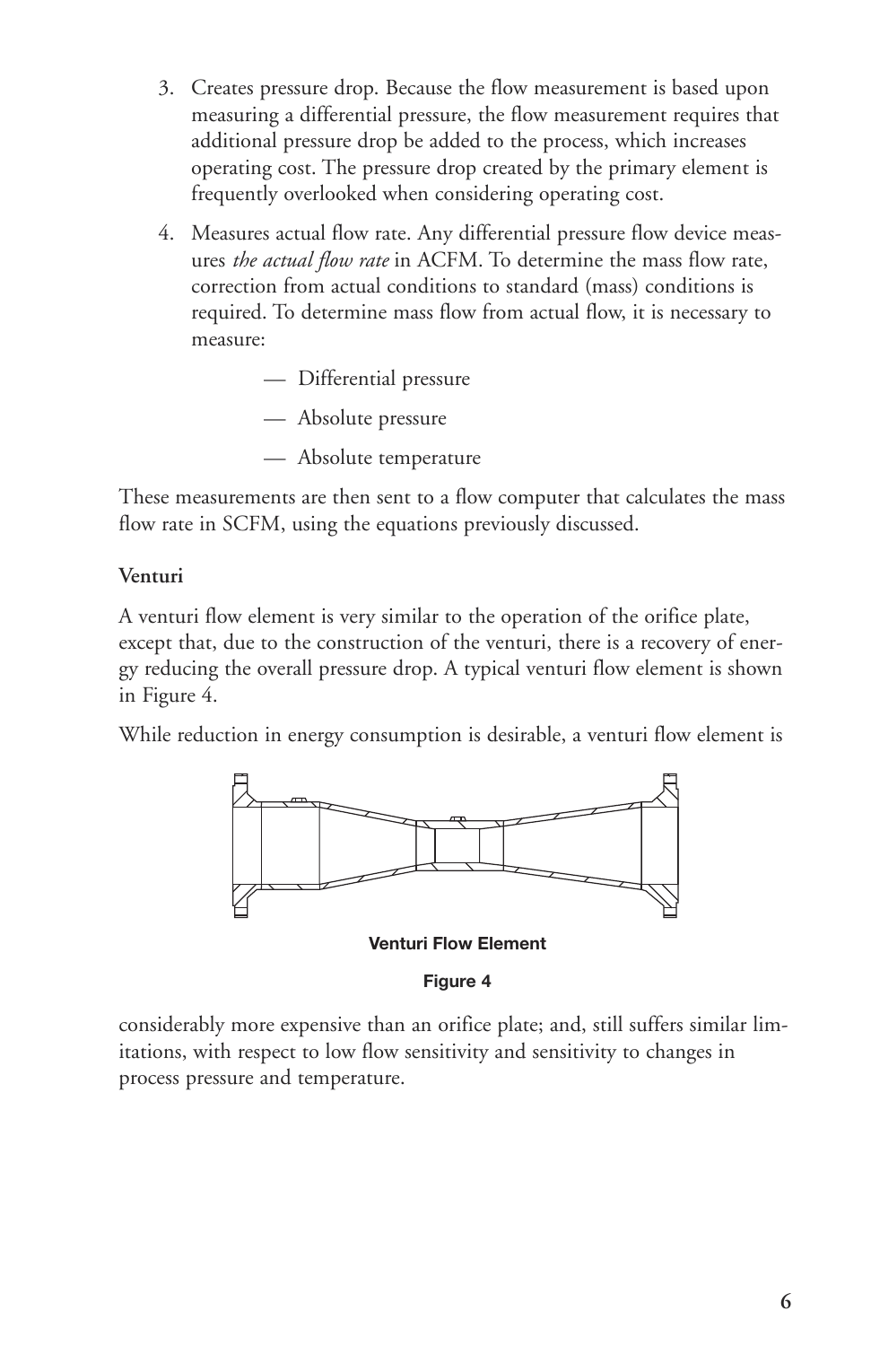3. Creates pressure drop. Because the flow measurement is based upon measuring a differential pressure, the flow measurement requires that additional pressure drop be added to the process, which increases operating cost. The pressure drop created by the primary element is frequently overlooked when considering operating cost.

4. Measures actual flow rate. Any differential pressure flow device measures *the actual flow rate* in ACFM. To determine the mass flow rate, correction from actual conditions to standard (mass) conditions is required. To determine mass flow from actual flow, it is necessary to measure:

   — Differential pressure

   — Absolute pressure

   — Absolute temperature

These measurements are then sent to a flow computer that calculates the mass flow rate in SCFM, using the equations previously discussed.

**Venturi**

A venturi flow element is very similar to the operation of the orifice plate, except that, due to the construction of the venturi, there is a recovery of energy reducing the overall pressure drop. A typical venturi flow element is shown in Figure 4.

While reduction in energy consumption is desirable, a venturi flow element is considerably more expensive than an orifice plate; and, still suffers similar limitations, with respect to low flow sensitivity and sensitivity to changes in process pressure and temperature.

**Venturi Flow Element**

**Figure 4**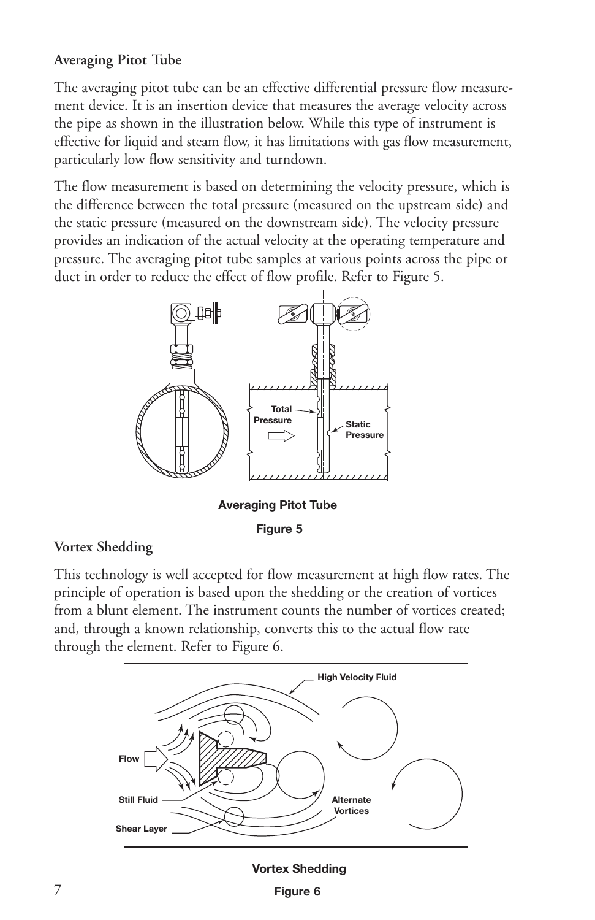### Averaging Pitot Tube

The averaging pitot tube can be an effective differential pressure flow measurement device. It is an insertion device that measures the average velocity across the pipe as shown in the illustration below. While this type of instrument is effective for liquid and steam flow, it has limitations with gas flow measurement, particularly low flow sensitivity and turndown.

The flow measurement is based on determining the velocity pressure, which is the difference between the total pressure (measured on the upstream side) and the static pressure (measured on the downstream side). The velocity pressure provides an indication of the actual velocity at the operating temperature and pressure. The averaging pitot tube samples at various points across the pipe or duct in order to reduce the effect of flow profile. Refer to Figure 5.

Averaging Pitot Tube

Figure 5

### Vortex Shedding

This technology is well accepted for flow measurement at high flow rates. The principle of operation is based upon the shedding or the creation of vortices from a blunt element. The instrument counts the number of vortices created; and, through a known relationship, converts this to the actual flow rate through the element. Refer to Figure 6.

Vortex Shedding

Figure 6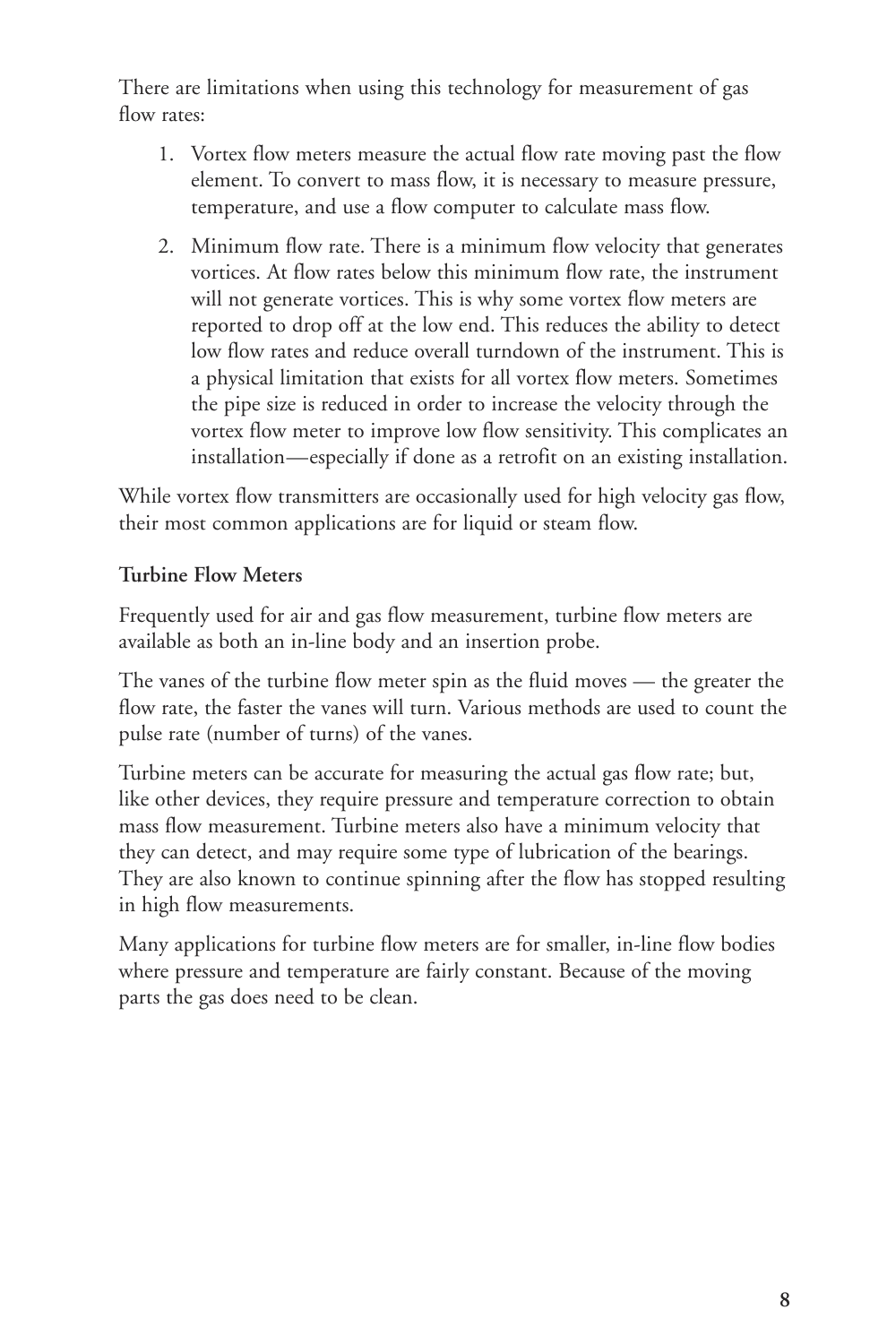There are limitations when using this technology for measurement of gas flow rates:

1. Vortex flow meters measure the actual flow rate moving past the flow element. To convert to mass flow, it is necessary to measure pressure, temperature, and use a flow computer to calculate mass flow.
2. Minimum flow rate. There is a minimum flow velocity that generates vortices. At flow rates below this minimum flow rate, the instrument will not generate vortices. This is why some vortex flow meters are reported to drop off at the low end. This reduces the ability to detect low flow rates and reduce overall turndown of the instrument. This is a physical limitation that exists for all vortex flow meters. Sometimes the pipe size is reduced in order to increase the velocity through the vortex flow meter to improve low flow sensitivity. This complicates an installation—especially if done as a retrofit on an existing installation.

While vortex flow transmitters are occasionally used for high velocity gas flow, their most common applications are for liquid or steam flow.

**Turbine Flow Meters**

Frequently used for air and gas flow measurement, turbine flow meters are available as both an in-line body and an insertion probe.

The vanes of the turbine flow meter spin as the fluid moves — the greater the flow rate, the faster the vanes will turn. Various methods are used to count the pulse rate (number of turns) of the vanes.

Turbine meters can be accurate for measuring the actual gas flow rate; but, like other devices, they require pressure and temperature correction to obtain mass flow measurement. Turbine meters also have a minimum velocity that they can detect, and may require some type of lubrication of the bearings. They are also known to continue spinning after the flow has stopped resulting in high flow measurements.

Many applications for turbine flow meters are for smaller, in-line flow bodies where pressure and temperature are fairly constant. Because of the moving parts the gas does need to be clean.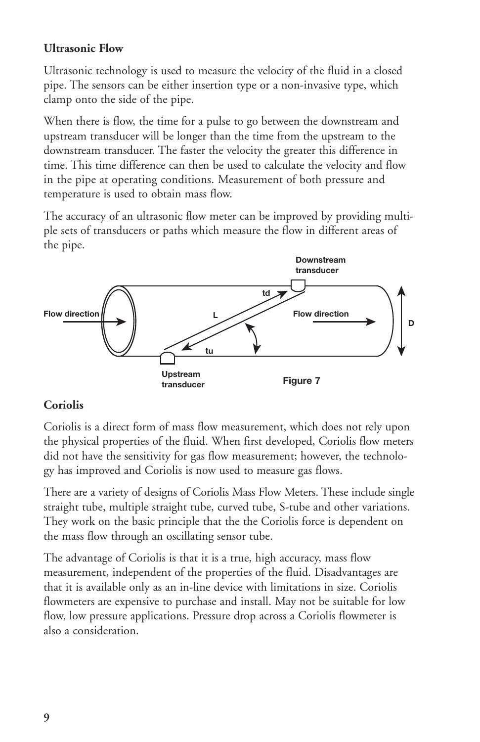### Ultrasonic Flow

Ultrasonic technology is used to measure the velocity of the fluid in a closed pipe. The sensors can be either insertion type or a non-invasive type, which clamp onto the side of the pipe.

When there is flow, the time for a pulse to go between the downstream and upstream transducer will be longer than the time from the upstream to the downstream transducer. The faster the velocity the greater this difference in time. This time difference can then be used to calculate the velocity and flow in the pipe at operating conditions. Measurement of both pressure and temperature is used to obtain mass flow.

The accuracy of an ultrasonic flow meter can be improved by providing multiple sets of transducers or paths which measure the flow in different areas of the pipe.

Downstream transducer

td

Flow direction

L

Flow direction

D

tu

Upstream transducer

Figure 7

### Coriolis

Coriolis is a direct form of mass flow measurement, which does not rely upon the physical properties of the fluid. When first developed, Coriolis flow meters did not have the sensitivity for gas flow measurement; however, the technology has improved and Coriolis is now used to measure gas flows.

There are a variety of designs of Coriolis Mass Flow Meters. These include single straight tube, multiple straight tube, curved tube, S-tube and other variations. They work on the basic principle that the the Coriolis force is dependent on the mass flow through an oscillating sensor tube.

The advantage of Coriolis is that it is a true, high accuracy, mass flow measurement, independent of the properties of the fluid. Disadvantages are that it is available only as an in-line device with limitations in size. Coriolis flowmeters are expensive to purchase and install. May not be suitable for low flow, low pressure applications. Pressure drop across a Coriolis flowmeter is also a consideration.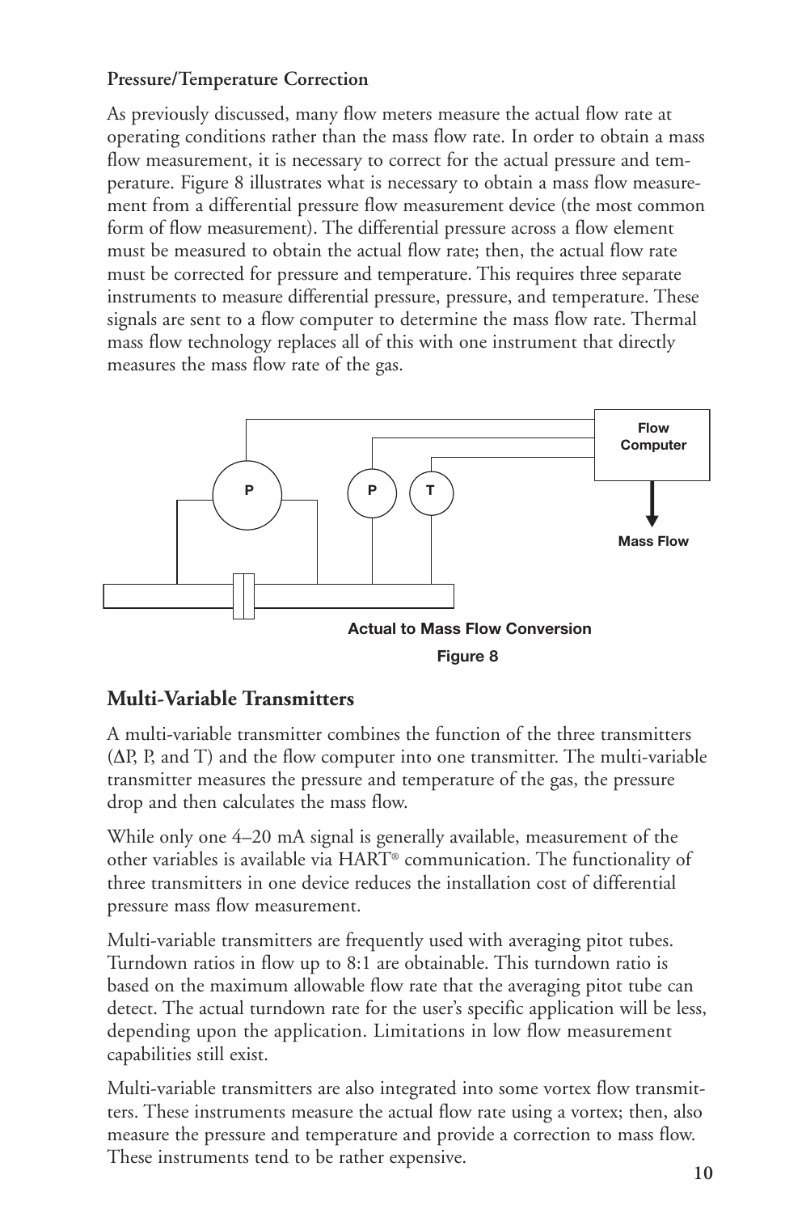**Pressure/Temperature Correction**

As previously discussed, many flow meters measure the actual flow rate at operating conditions rather than the mass flow rate. In order to obtain a mass flow measurement, it is necessary to correct for the actual pressure and temperature. Figure 8 illustrates what is necessary to obtain a mass flow measurement from a differential pressure flow measurement device (the most common form of flow measurement). The differential pressure across a flow element must be measured to obtain the actual flow rate; then, the actual flow rate must be corrected for pressure and temperature. This requires three separate instruments to measure differential pressure, pressure, and temperature. These signals are sent to a flow computer to determine the mass flow rate. Thermal mass flow technology replaces all of this with one instrument that directly measures the mass flow rate of the gas.

Actual to Mass Flow Conversion

Figure 8

## Multi-Variable Transmitters

A multi-variable transmitter combines the function of the three transmitters ($\Delta P$, P, and T) and the flow computer into one transmitter. The multi-variable transmitter measures the pressure and temperature of the gas, the pressure drop and then calculates the mass flow.

While only one 4–20 mA signal is generally available, measurement of the other variables is available via HART® communication. The functionality of three transmitters in one device reduces the installation cost of differential pressure mass flow measurement.

Multi-variable transmitters are frequently used with averaging pitot tubes. Turndown ratios in flow up to 8:1 are obtainable. This turndown ratio is based on the maximum allowable flow rate that the averaging pitot tube can detect. The actual turndown rate for the user's specific application will be less, depending upon the application. Limitations in low flow measurement capabilities still exist.

Multi-variable transmitters are also integrated into some vortex flow transmitters. These instruments measure the actual flow rate using a vortex; then, also measure the pressure and temperature and provide a correction to mass flow. These instruments tend to be rather expensive.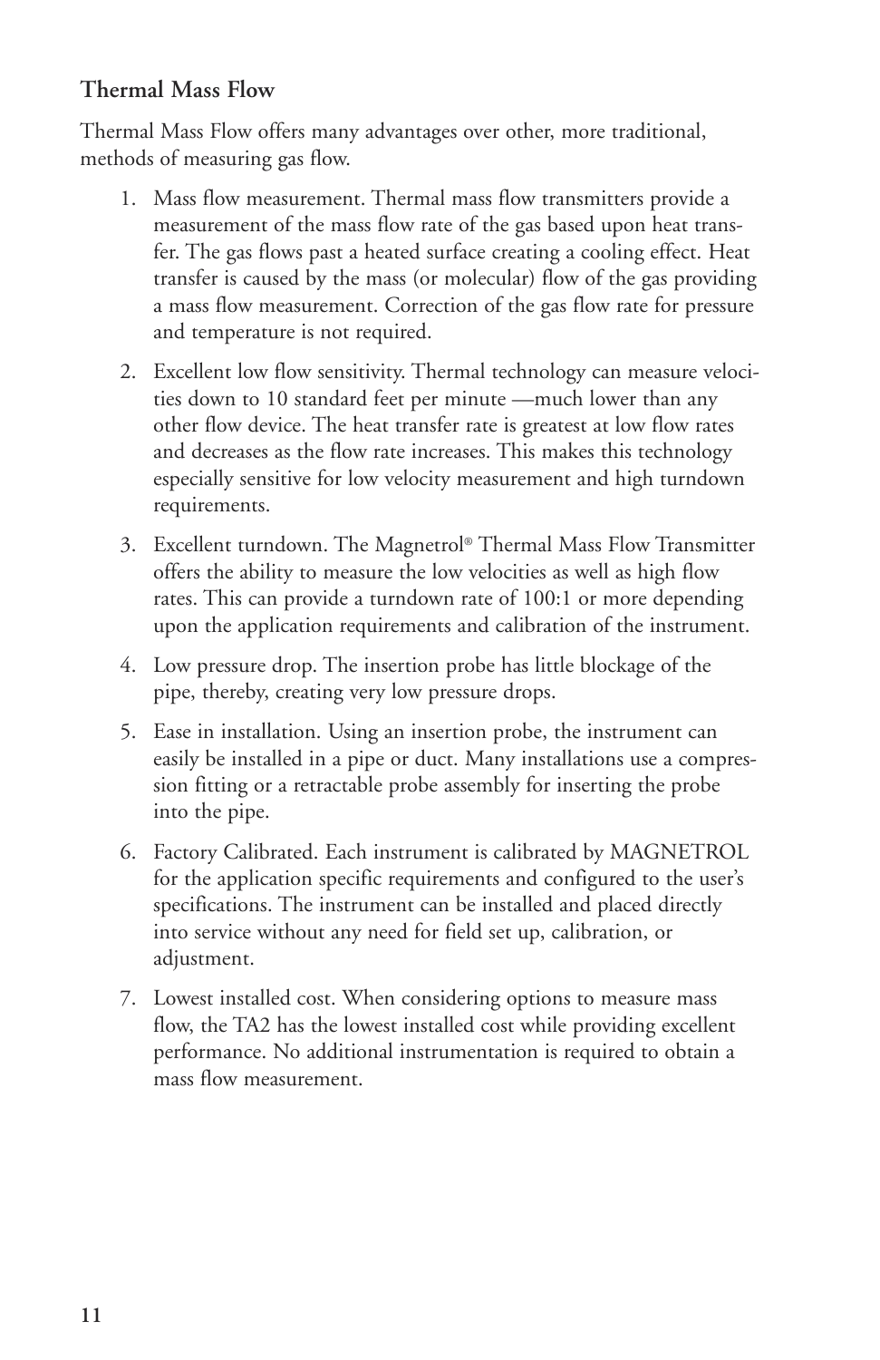### Thermal Mass Flow

Thermal Mass Flow offers many advantages over other, more traditional, methods of measuring gas flow.

1. Mass flow measurement. Thermal mass flow transmitters provide a measurement of the mass flow rate of the gas based upon heat transfer. The gas flows past a heated surface creating a cooling effect. Heat transfer is caused by the mass (or molecular) flow of the gas providing a mass flow measurement. Correction of the gas flow rate for pressure and temperature is not required.

2. Excellent low flow sensitivity. Thermal technology can measure velocities down to 10 standard feet per minute —much lower than any other flow device. The heat transfer rate is greatest at low flow rates and decreases as the flow rate increases. This makes this technology especially sensitive for low velocity measurement and high turndown requirements.

3. Excellent turndown. The Magnetrol® Thermal Mass Flow Transmitter offers the ability to measure the low velocities as well as high flow rates. This can provide a turndown rate of 100:1 or more depending upon the application requirements and calibration of the instrument.

4. Low pressure drop. The insertion probe has little blockage of the pipe, thereby, creating very low pressure drops.

5. Ease in installation. Using an insertion probe, the instrument can easily be installed in a pipe or duct. Many installations use a compression fitting or a retractable probe assembly for inserting the probe into the pipe.

6. Factory Calibrated. Each instrument is calibrated by MAGNETROL for the application specific requirements and configured to the user's specifications. The instrument can be installed and placed directly into service without any need for field set up, calibration, or adjustment.

7. Lowest installed cost. When considering options to measure mass flow, the TA2 has the lowest installed cost while providing excellent performance. No additional instrumentation is required to obtain a mass flow measurement.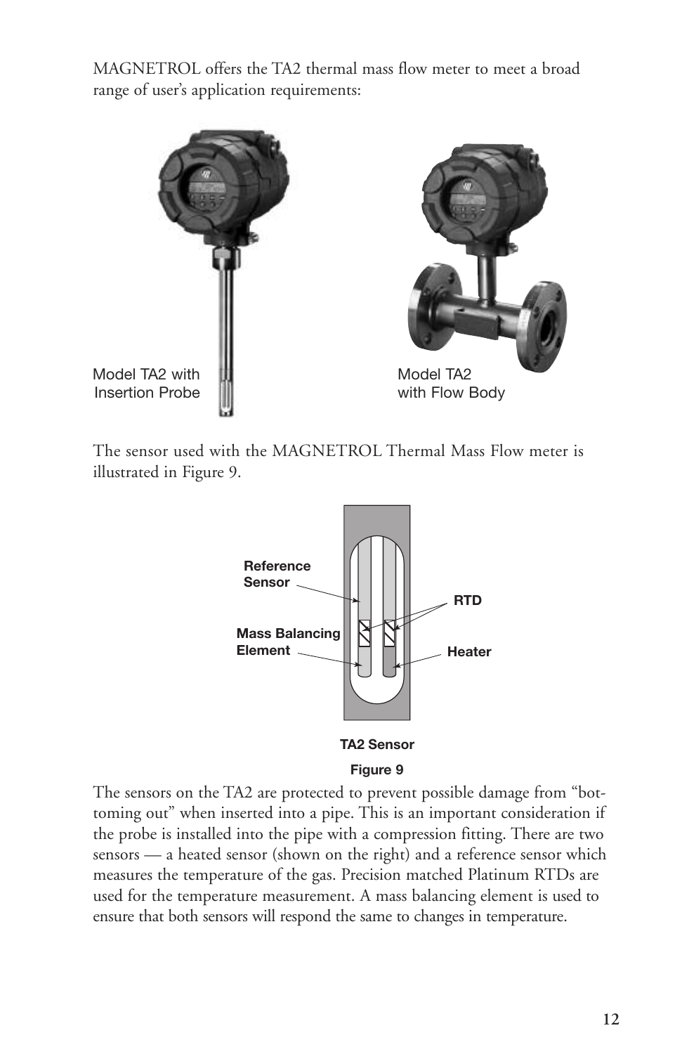MAGNETROL offers the TA2 thermal mass flow meter to meet a broad range of user's application requirements:

Model TA2 with Insertion Probe

Model TA2 with Flow Body

The sensor used with the MAGNETROL Thermal Mass Flow meter is illustrated in Figure 9.

Reference Sensor

RTD

Mass Balancing Element

Heater

**TA2 Sensor**

**Figure 9**

The sensors on the TA2 are protected to prevent possible damage from "bottoming out" when inserted into a pipe. This is an important consideration if the probe is installed into the pipe with a compression fitting. There are two sensors — a heated sensor (shown on the right) and a reference sensor which measures the temperature of the gas. Precision matched Platinum RTDs are used for the temperature measurement. A mass balancing element is used to ensure that both sensors will respond the same to changes in temperature.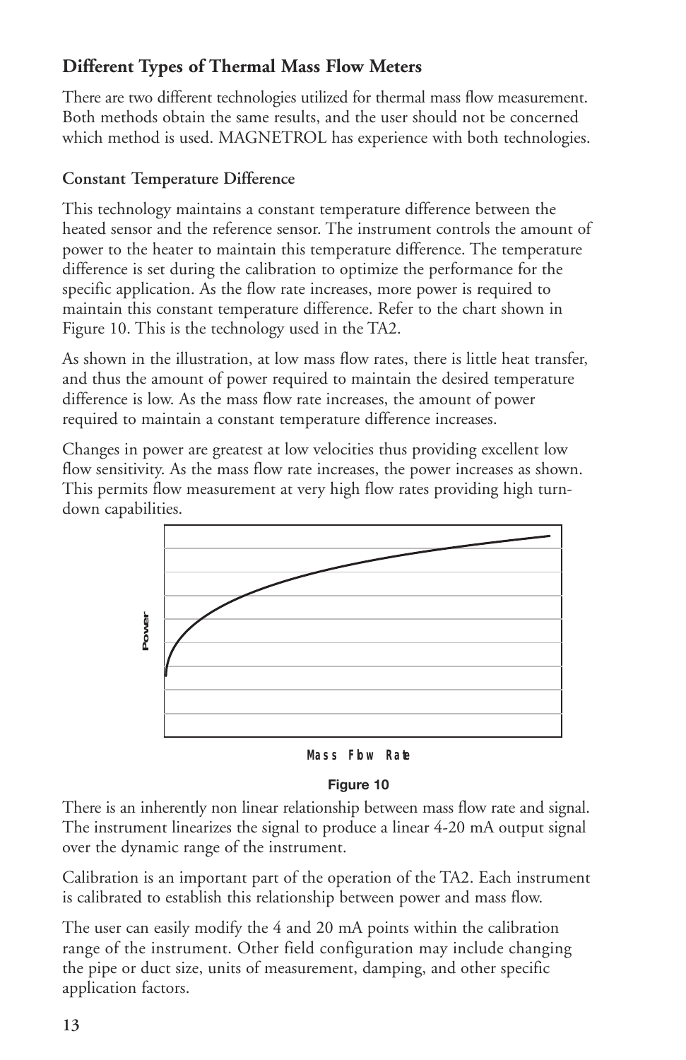## Different Types of Thermal Mass Flow Meters

There are two different technologies utilized for thermal mass flow measurement. Both methods obtain the same results, and the user should not be concerned which method is used. MAGNETROL has experience with both technologies.

### Constant Temperature Difference

This technology maintains a constant temperature difference between the heated sensor and the reference sensor. The instrument controls the amount of power to the heater to maintain this temperature difference. The temperature difference is set during the calibration to optimize the performance for the specific application. As the flow rate increases, more power is required to maintain this constant temperature difference. Refer to the chart shown in Figure 10. This is the technology used in the TA2.

As shown in the illustration, at low mass flow rates, there is little heat transfer, and thus the amount of power required to maintain the desired temperature difference is low. As the mass flow rate increases, the amount of power required to maintain a constant temperature difference increases.

Changes in power are greatest at low velocities thus providing excellent low flow sensitivity. As the mass flow rate increases, the power increases as shown. This permits flow measurement at very high flow rates providing high turn-down capabilities.

Power

Mass Flow Rate

Figure 10

There is an inherently non linear relationship between mass flow rate and signal. The instrument linearizes the signal to produce a linear 4-20 mA output signal over the dynamic range of the instrument.

Calibration is an important part of the operation of the TA2. Each instrument is calibrated to establish this relationship between power and mass flow.

The user can easily modify the 4 and 20 mA points within the calibration range of the instrument. Other field configuration may include changing the pipe or duct size, units of measurement, damping, and other specific application factors.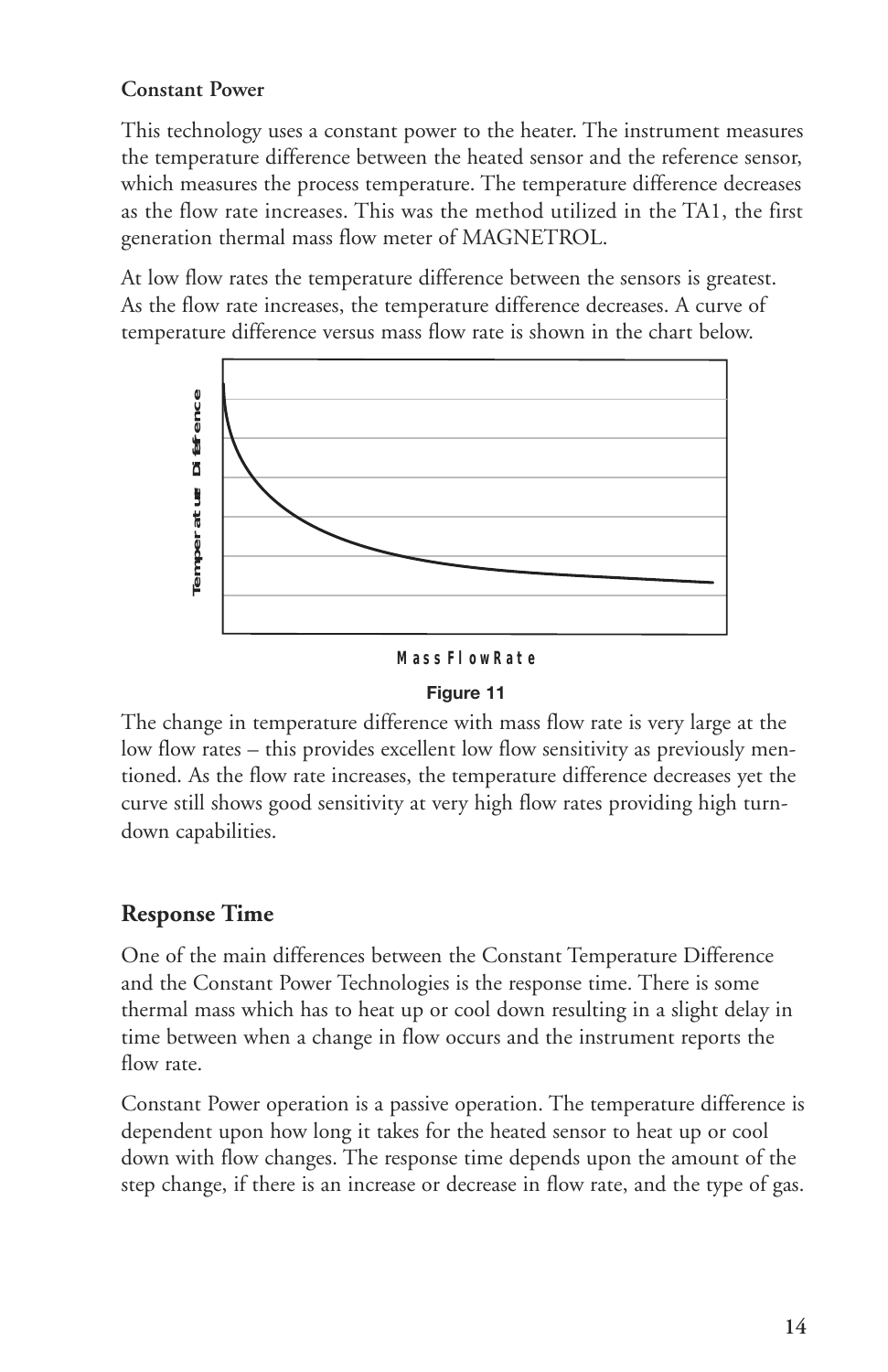**Constant Power**

This technology uses a constant power to the heater. The instrument measures the temperature difference between the heated sensor and the reference sensor, which measures the process temperature. The temperature difference decreases as the flow rate increases. This was the method utilized in the TA1, the first generation thermal mass flow meter of MAGNETROL.

At low flow rates the temperature difference between the sensors is greatest. As the flow rate increases, the temperature difference decreases. A curve of temperature difference versus mass flow rate is shown in the chart below.

Figure 11

The change in temperature difference with mass flow rate is very large at the low flow rates – this provides excellent low flow sensitivity as previously mentioned. As the flow rate increases, the temperature difference decreases yet the curve still shows good sensitivity at very high flow rates providing high turndown capabilities.

## Response Time

One of the main differences between the Constant Temperature Difference and the Constant Power Technologies is the response time. There is some thermal mass which has to heat up or cool down resulting in a slight delay in time between when a change in flow occurs and the instrument reports the flow rate.

Constant Power operation is a passive operation. The temperature difference is dependent upon how long it takes for the heated sensor to heat up or cool down with flow changes. The response time depends upon the amount of the step change, if there is an increase or decrease in flow rate, and the type of gas.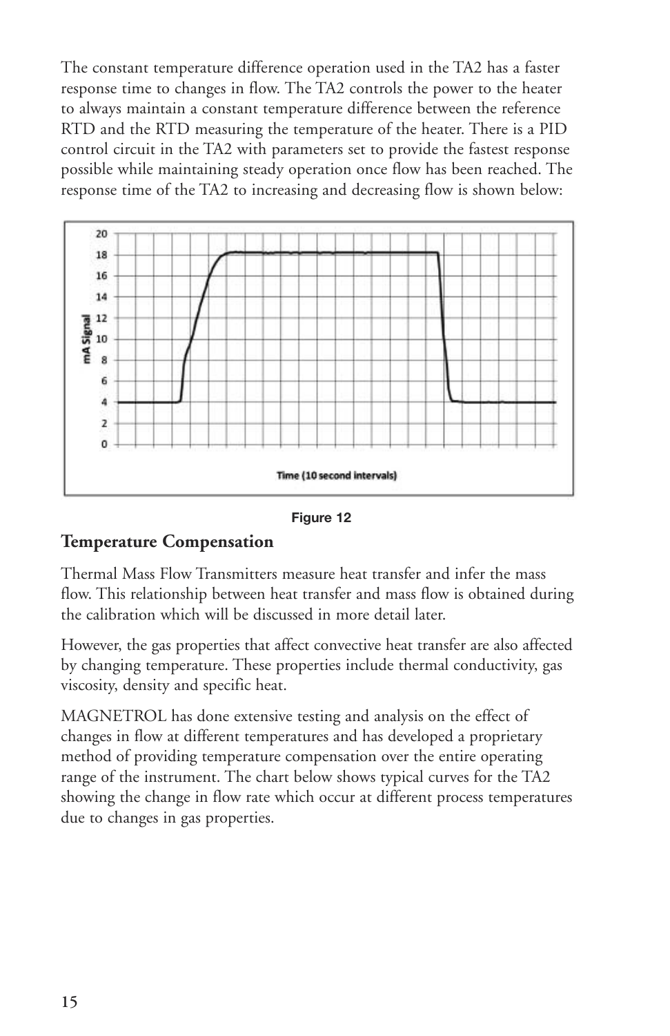The constant temperature difference operation used in the TA2 has a faster response time to changes in flow. The TA2 controls the power to the heater to always maintain a constant temperature difference between the reference RTD and the RTD measuring the temperature of the heater. There is a PID control circuit in the TA2 with parameters set to provide the fastest response possible while maintaining steady operation once flow has been reached. The response time of the TA2 to increasing and decreasing flow is shown below:

Figure 12

## Temperature Compensation

Thermal Mass Flow Transmitters measure heat transfer and infer the mass flow. This relationship between heat transfer and mass flow is obtained during the calibration which will be discussed in more detail later.

However, the gas properties that affect convective heat transfer are also affected by changing temperature. These properties include thermal conductivity, gas viscosity, density and specific heat.

MAGNETROL has done extensive testing and analysis on the effect of changes in flow at different temperatures and has developed a proprietary method of providing temperature compensation over the entire operating range of the instrument. The chart below shows typical curves for the TA2 showing the change in flow rate which occur at different process temperatures due to changes in gas properties.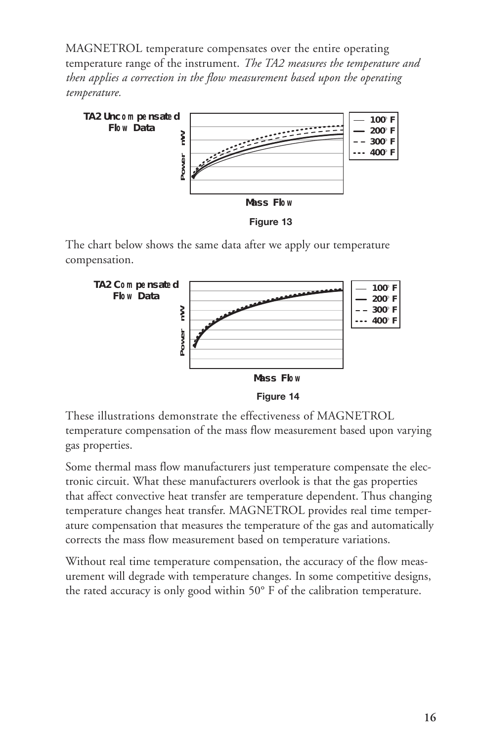MAGNETROL temperature compensates over the entire operating temperature range of the instrument. *The TA2 measures the temperature and then applies a correction in the flow measurement based upon the operating temperature.*

**TA2 Uncompensated Flow Data**

Power mW

Mass Flow

100° F
200° F
300° F
400° F

**Figure 13**

The chart below shows the same data after we apply our temperature compensation.

**TA2 Compensated Flow Data**

Power mW

Mass Flow

100° F
200° F
300° F
400° F

**Figure 14**

These illustrations demonstrate the effectiveness of MAGNETROL temperature compensation of the mass flow measurement based upon varying gas properties.

Some thermal mass flow manufacturers just temperature compensate the electronic circuit. What these manufacturers overlook is that the gas properties that affect convective heat transfer are temperature dependent. Thus changing temperature changes heat transfer. MAGNETROL provides real time temperature compensation that measures the temperature of the gas and automatically corrects the mass flow measurement based on temperature variations.

Without real time temperature compensation, the accuracy of the flow measurement will degrade with temperature changes. In some competitive designs, the rated accuracy is only good within 50° F of the calibration temperature.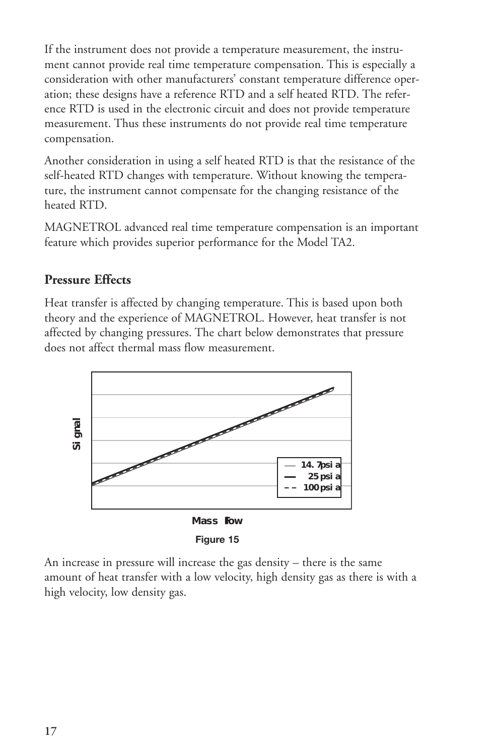If the instrument does not provide a temperature measurement, the instrument cannot provide real time temperature compensation. This is especially a consideration with other manufacturers' constant temperature difference operation; these designs have a reference RTD and a self heated RTD. The reference RTD is used in the electronic circuit and does not provide temperature measurement. Thus these instruments do not provide real time temperature compensation.

Another consideration in using a self heated RTD is that the resistance of the self-heated RTD changes with temperature. Without knowing the temperature, the instrument cannot compensate for the changing resistance of the heated RTD.

MAGNETROL advanced real time temperature compensation is an important feature which provides superior performance for the Model TA2.

### Pressure Effects

Heat transfer is affected by changing temperature. This is based upon both theory and the experience of MAGNETROL. However, heat transfer is not affected by changing pressures. The chart below demonstrates that pressure does not affect thermal mass flow measurement.

Signal

14.7 psia
25 psia
100 psia

Mass flow

Figure 15

An increase in pressure will increase the gas density – there is the same amount of heat transfer with a low velocity, high density gas as there is with a high velocity, low density gas.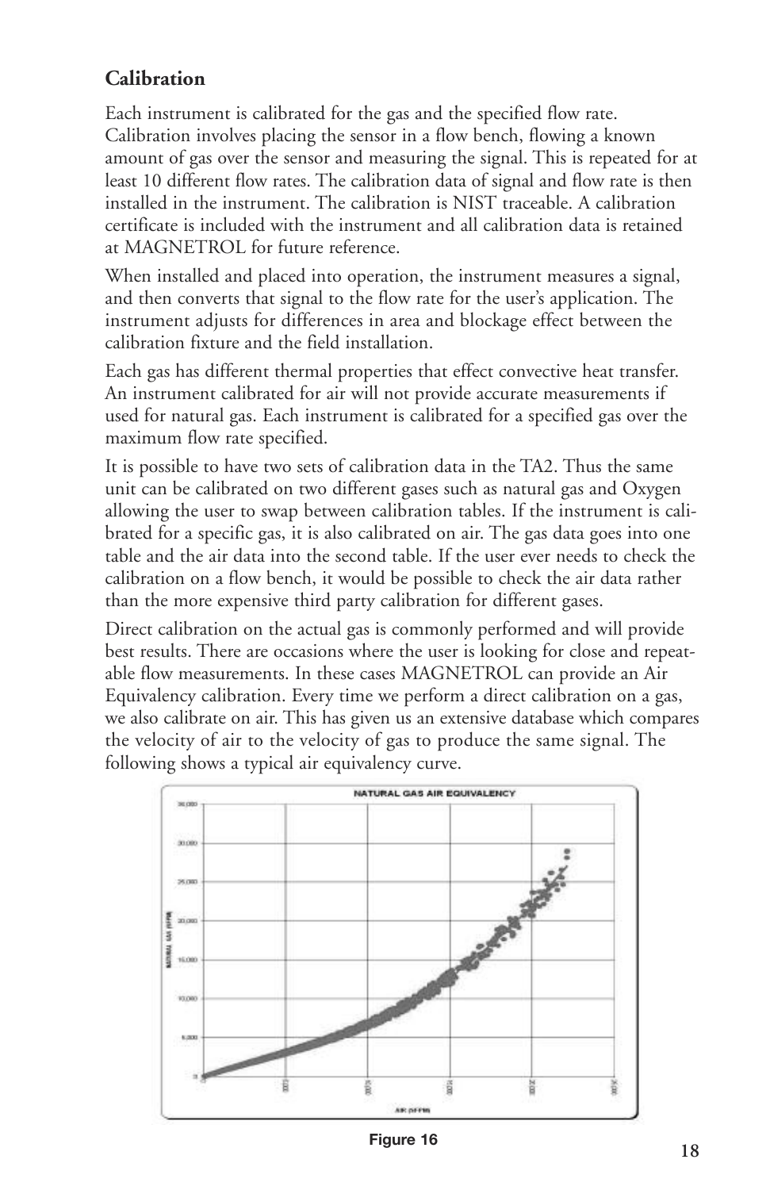## Calibration

Each instrument is calibrated for the gas and the specified flow rate. Calibration involves placing the sensor in a flow bench, flowing a known amount of gas over the sensor and measuring the signal. This is repeated for at least 10 different flow rates. The calibration data of signal and flow rate is then installed in the instrument. The calibration is NIST traceable. A calibration certificate is included with the instrument and all calibration data is retained at MAGNETROL for future reference.

When installed and placed into operation, the instrument measures a signal, and then converts that signal to the flow rate for the user's application. The instrument adjusts for differences in area and blockage effect between the calibration fixture and the field installation.

Each gas has different thermal properties that effect convective heat transfer. An instrument calibrated for air will not provide accurate measurements if used for natural gas. Each instrument is calibrated for a specified gas over the maximum flow rate specified.

It is possible to have two sets of calibration data in the TA2. Thus the same unit can be calibrated on two different gases such as natural gas and Oxygen allowing the user to swap between calibration tables. If the instrument is calibrated for a specific gas, it is also calibrated on air. The gas data goes into one table and the air data into the second table. If the user ever needs to check the calibration on a flow bench, it would be possible to check the air data rather than the more expensive third party calibration for different gases.

Direct calibration on the actual gas is commonly performed and will provide best results. There are occasions where the user is looking for close and repeatable flow measurements. In these cases MAGNETROL can provide an Air Equivalency calibration. Every time we perform a direct calibration on a gas, we also calibrate on air. This has given us an extensive database which compares the velocity of air to the velocity of gas to produce the same signal. The following shows a typical air equivalency curve.

Figure 16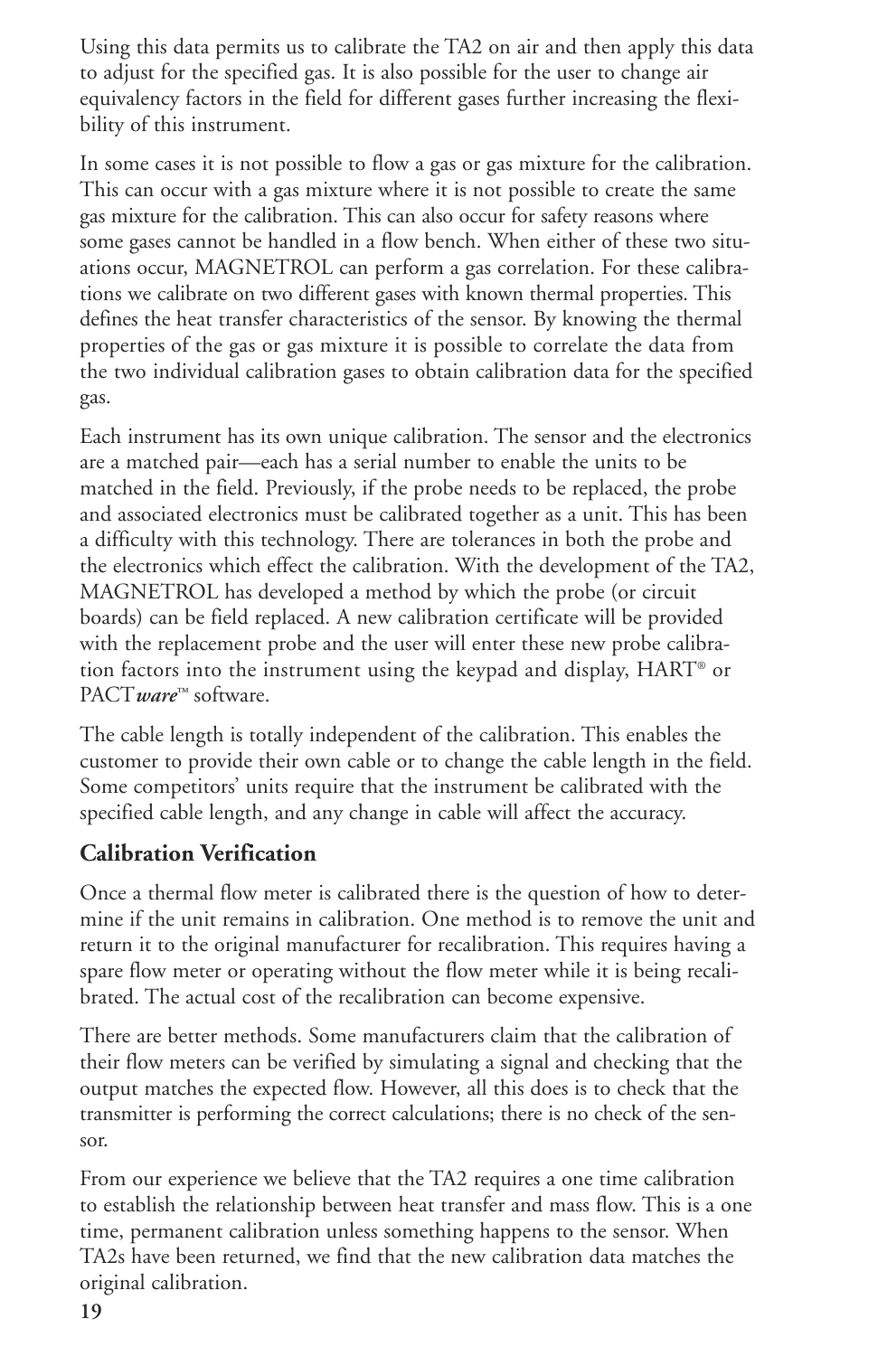Using this data permits us to calibrate the TA2 on air and then apply this data to adjust for the specified gas. It is also possible for the user to change air equivalency factors in the field for different gases further increasing the flexibility of this instrument.

In some cases it is not possible to flow a gas or gas mixture for the calibration. This can occur with a gas mixture where it is not possible to create the same gas mixture for the calibration. This can also occur for safety reasons where some gases cannot be handled in a flow bench. When either of these two situations occur, MAGNETROL can perform a gas correlation. For these calibrations we calibrate on two different gases with known thermal properties. This defines the heat transfer characteristics of the sensor. By knowing the thermal properties of the gas or gas mixture it is possible to correlate the data from the two individual calibration gases to obtain calibration data for the specified gas.

Each instrument has its own unique calibration. The sensor and the electronics are a matched pair—each has a serial number to enable the units to be matched in the field. Previously, if the probe needs to be replaced, the probe and associated electronics must be calibrated together as a unit. This has been a difficulty with this technology. There are tolerances in both the probe and the electronics which effect the calibration. With the development of the TA2, MAGNETROL has developed a method by which the probe (or circuit boards) can be field replaced. A new calibration certificate will be provided with the replacement probe and the user will enter these new probe calibration factors into the instrument using the keypad and display, HART® or PACT***ware***™ software.

The cable length is totally independent of the calibration. This enables the customer to provide their own cable or to change the cable length in the field. Some competitors' units require that the instrument be calibrated with the specified cable length, and any change in cable will affect the accuracy.

### Calibration Verification

Once a thermal flow meter is calibrated there is the question of how to determine if the unit remains in calibration. One method is to remove the unit and return it to the original manufacturer for recalibration. This requires having a spare flow meter or operating without the flow meter while it is being recalibrated. The actual cost of the recalibration can become expensive.

There are better methods. Some manufacturers claim that the calibration of their flow meters can be verified by simulating a signal and checking that the output matches the expected flow. However, all this does is to check that the transmitter is performing the correct calculations; there is no check of the sensor.

From our experience we believe that the TA2 requires a one time calibration to establish the relationship between heat transfer and mass flow. This is a one time, permanent calibration unless something happens to the sensor. When TA2s have been returned, we find that the new calibration data matches the original calibration.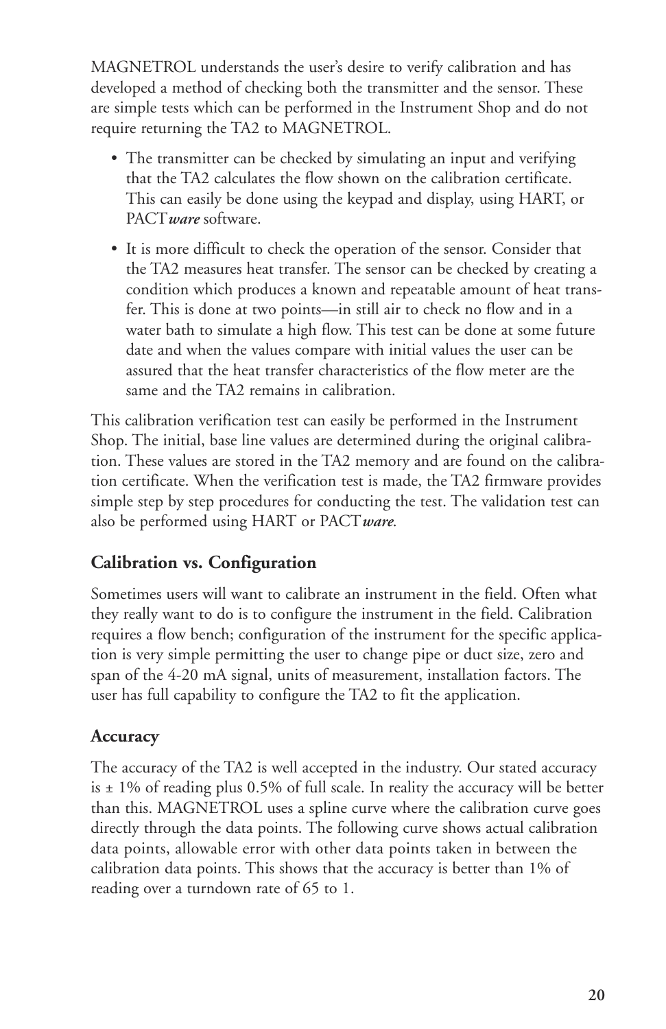MAGNETROL understands the user's desire to verify calibration and has developed a method of checking both the transmitter and the sensor. These are simple tests which can be performed in the Instrument Shop and do not require returning the TA2 to MAGNETROL.

- The transmitter can be checked by simulating an input and verifying that the TA2 calculates the flow shown on the calibration certificate. This can easily be done using the keypad and display, using HART, or PACT***ware*** software.
- It is more difficult to check the operation of the sensor. Consider that the TA2 measures heat transfer. The sensor can be checked by creating a condition which produces a known and repeatable amount of heat transfer. This is done at two points—in still air to check no flow and in a water bath to simulate a high flow. This test can be done at some future date and when the values compare with initial values the user can be assured that the heat transfer characteristics of the flow meter are the same and the TA2 remains in calibration.

This calibration verification test can easily be performed in the Instrument Shop. The initial, base line values are determined during the original calibration. These values are stored in the TA2 memory and are found on the calibration certificate. When the verification test is made, the TA2 firmware provides simple step by step procedures for conducting the test. The validation test can also be performed using HART or PACT***ware***.

## Calibration vs. Configuration

Sometimes users will want to calibrate an instrument in the field. Often what they really want to do is to configure the instrument in the field. Calibration requires a flow bench; configuration of the instrument for the specific application is very simple permitting the user to change pipe or duct size, zero and span of the 4-20 mA signal, units of measurement, installation factors. The user has full capability to configure the TA2 to fit the application.

## Accuracy

The accuracy of the TA2 is well accepted in the industry. Our stated accuracy is ± 1% of reading plus 0.5% of full scale. In reality the accuracy will be better than this. MAGNETROL uses a spline curve where the calibration curve goes directly through the data points. The following curve shows actual calibration data points, allowable error with other data points taken in between the calibration data points. This shows that the accuracy is better than 1% of reading over a turndown rate of 65 to 1.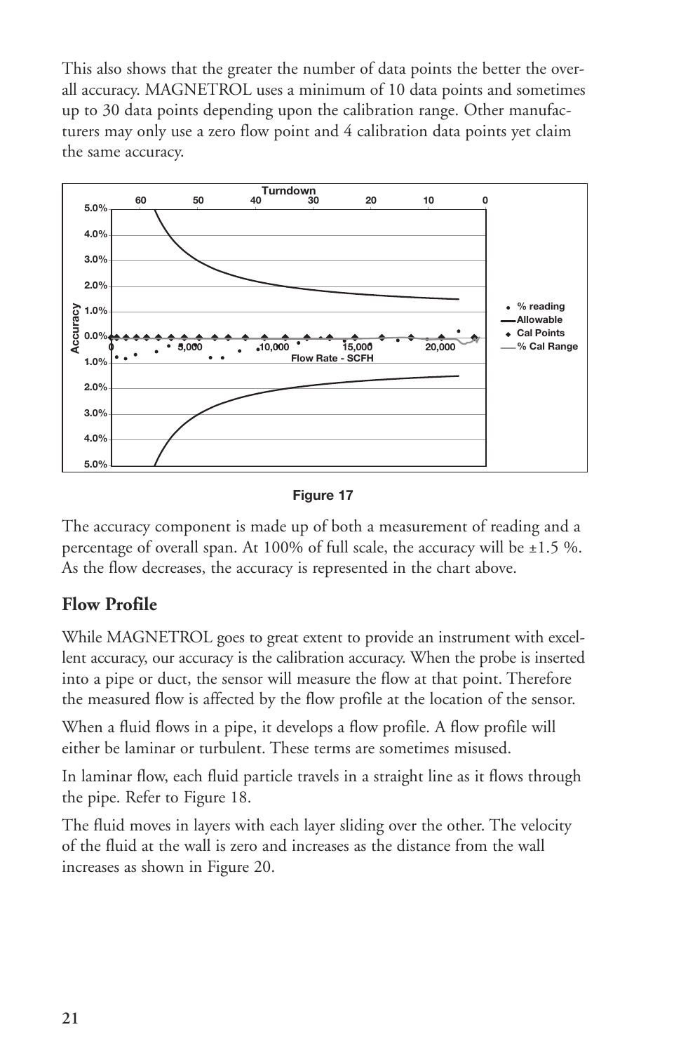This also shows that the greater the number of data points the better the overall accuracy. MAGNETROL uses a minimum of 10 data points and sometimes up to 30 data points depending upon the calibration range. Other manufacturers may only use a zero flow point and 4 calibration data points yet claim the same accuracy.

Figure 17

The accuracy component is made up of both a measurement of reading and a percentage of overall span. At 100% of full scale, the accuracy will be ±1.5 %. As the flow decreases, the accuracy is represented in the chart above.

## Flow Profile

While MAGNETROL goes to great extent to provide an instrument with excellent accuracy, our accuracy is the calibration accuracy. When the probe is inserted into a pipe or duct, the sensor will measure the flow at that point. Therefore the measured flow is affected by the flow profile at the location of the sensor.

When a fluid flows in a pipe, it develops a flow profile. A flow profile will either be laminar or turbulent. These terms are sometimes misused.

In laminar flow, each fluid particle travels in a straight line as it flows through the pipe. Refer to Figure 18.

The fluid moves in layers with each layer sliding over the other. The velocity of the fluid at the wall is zero and increases as the distance from the wall increases as shown in Figure 20.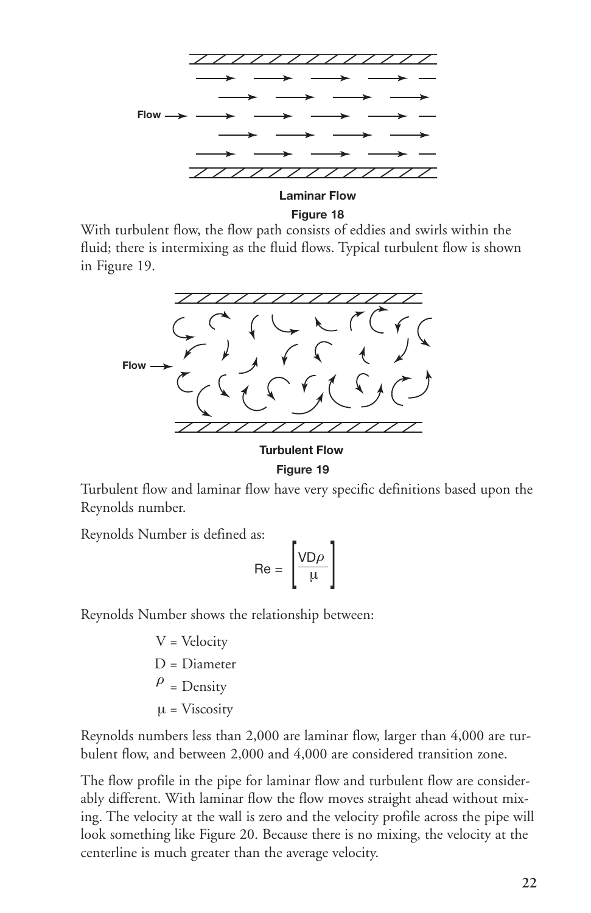Laminar Flow

**Figure 18**

With turbulent flow, the flow path consists of eddies and swirls within the fluid; there is intermixing as the fluid flows. Typical turbulent flow is shown in Figure 19.

Turbulent Flow

**Figure 19**

Turbulent flow and laminar flow have very specific definitions based upon the Reynolds number.

Reynolds Number is defined as:

$$Re = \left[\frac{VD\rho}{\mu}\right]$$

Reynolds Number shows the relationship between:

- $V$ = Velocity
- $D$ = Diameter
- $\rho$ = Density
- $\mu$ = Viscosity

Reynolds numbers less than 2,000 are laminar flow, larger than 4,000 are turbulent flow, and between 2,000 and 4,000 are considered transition zone.

The flow profile in the pipe for laminar flow and turbulent flow are considerably different. With laminar flow the flow moves straight ahead without mixing. The velocity at the wall is zero and the velocity profile across the pipe will look something like Figure 20. Because there is no mixing, the velocity at the centerline is much greater than the average velocity.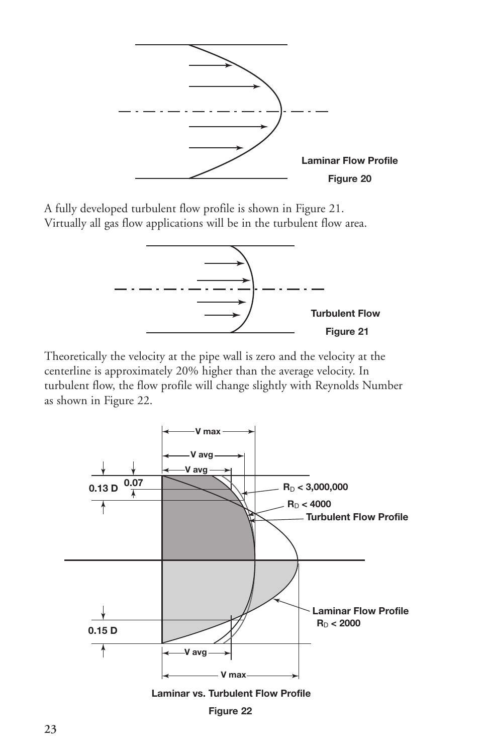Laminar Flow Profile

Figure 20

A fully developed turbulent flow profile is shown in Figure 21. Virtually all gas flow applications will be in the turbulent flow area.

Turbulent Flow

Figure 21

Theoretically the velocity at the pipe wall is zero and the velocity at the centerline is approximately 20% higher than the average velocity. In turbulent flow, the flow profile will change slightly with Reynolds Number as shown in Figure 22.

Laminar vs. Turbulent Flow Profile

Figure 22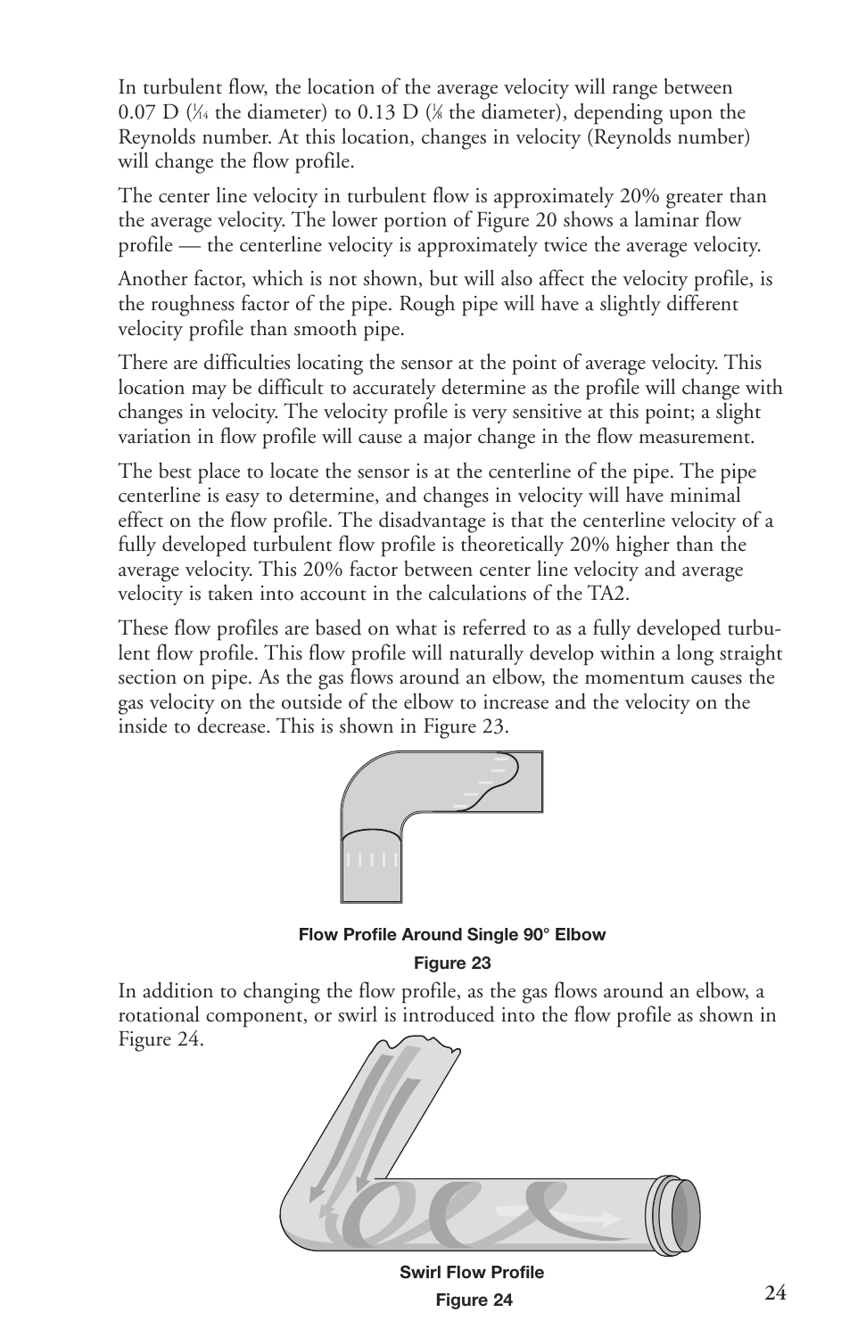In turbulent flow, the location of the average velocity will range between 0.07 D (1/14 the diameter) to 0.13 D (1/8 the diameter), depending upon the Reynolds number. At this location, changes in velocity (Reynolds number) will change the flow profile.

The center line velocity in turbulent flow is approximately 20% greater than the average velocity. The lower portion of Figure 20 shows a laminar flow profile — the centerline velocity is approximately twice the average velocity.

Another factor, which is not shown, but will also affect the velocity profile, is the roughness factor of the pipe. Rough pipe will have a slightly different velocity profile than smooth pipe.

There are difficulties locating the sensor at the point of average velocity. This location may be difficult to accurately determine as the profile will change with changes in velocity. The velocity profile is very sensitive at this point; a slight variation in flow profile will cause a major change in the flow measurement.

The best place to locate the sensor is at the centerline of the pipe. The pipe centerline is easy to determine, and changes in velocity will have minimal effect on the flow profile. The disadvantage is that the centerline velocity of a fully developed turbulent flow profile is theoretically 20% higher than the average velocity. This 20% factor between center line velocity and average velocity is taken into account in the calculations of the TA2.

These flow profiles are based on what is referred to as a fully developed turbulent flow profile. This flow profile will naturally develop within a long straight section on pipe. As the gas flows around an elbow, the momentum causes the gas velocity on the outside of the elbow to increase and the velocity on the inside to decrease. This is shown in Figure 23.

**Flow Profile Around Single 90° Elbow**

**Figure 23**

In addition to changing the flow profile, as the gas flows around an elbow, a rotational component, or swirl is introduced into the flow profile as shown in Figure 24.

**Swirl Flow Profile**

**Figure 24**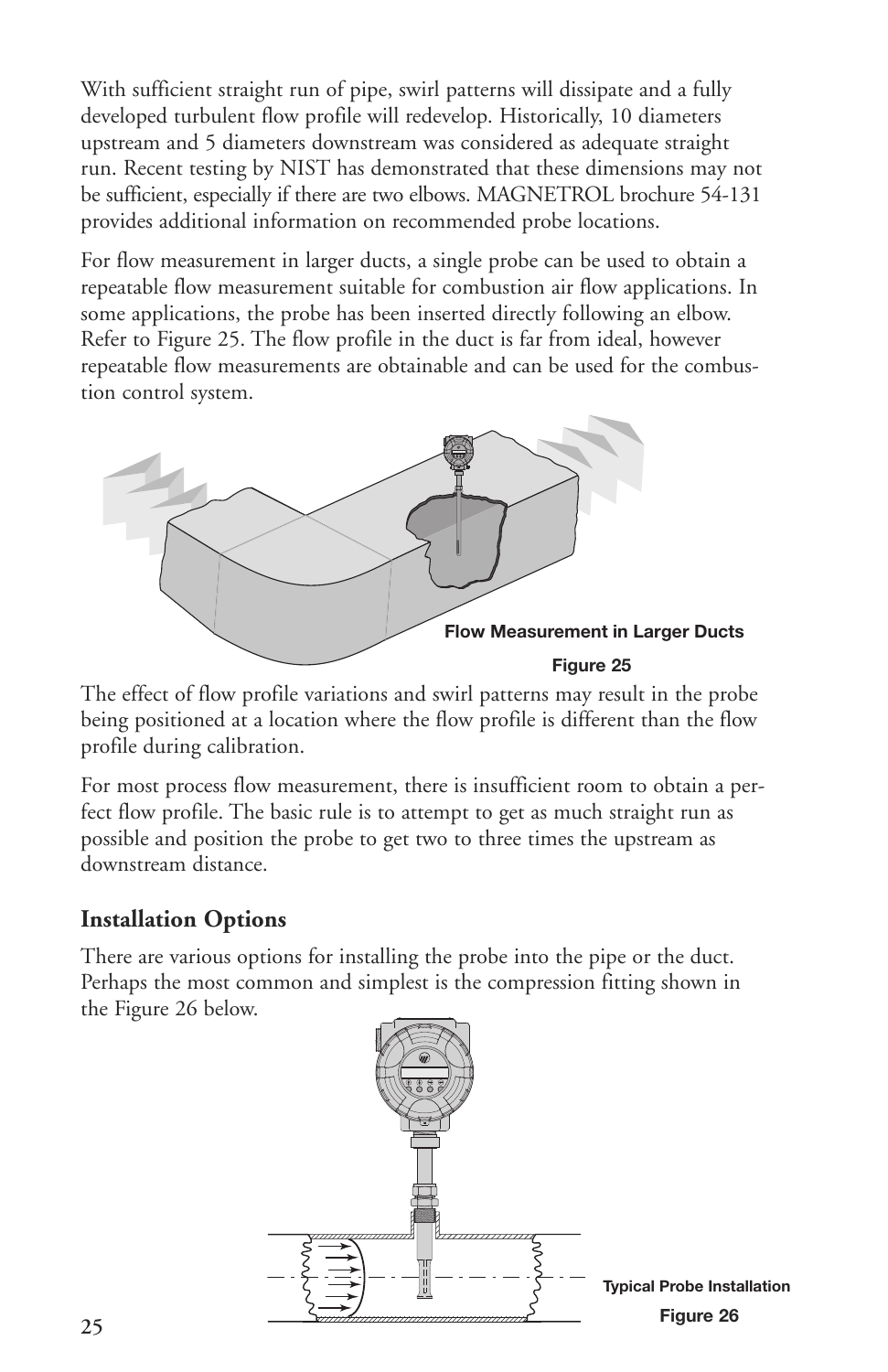With sufficient straight run of pipe, swirl patterns will dissipate and a fully developed turbulent flow profile will redevelop. Historically, 10 diameters upstream and 5 diameters downstream was considered as adequate straight run. Recent testing by NIST has demonstrated that these dimensions may not be sufficient, especially if there are two elbows. MAGNETROL brochure 54-131 provides additional information on recommended probe locations.

For flow measurement in larger ducts, a single probe can be used to obtain a repeatable flow measurement suitable for combustion air flow applications. In some applications, the probe has been inserted directly following an elbow. Refer to Figure 25. The flow profile in the duct is far from ideal, however repeatable flow measurements are obtainable and can be used for the combustion control system.

**Flow Measurement in Larger Ducts**

**Figure 25**

The effect of flow profile variations and swirl patterns may result in the probe being positioned at a location where the flow profile is different than the flow profile during calibration.

For most process flow measurement, there is insufficient room to obtain a perfect flow profile. The basic rule is to attempt to get as much straight run as possible and position the probe to get two to three times the upstream as downstream distance.

## Installation Options

There are various options for installing the probe into the pipe or the duct. Perhaps the most common and simplest is the compression fitting shown in the Figure 26 below.

**Typical Probe Installation**

**Figure 26**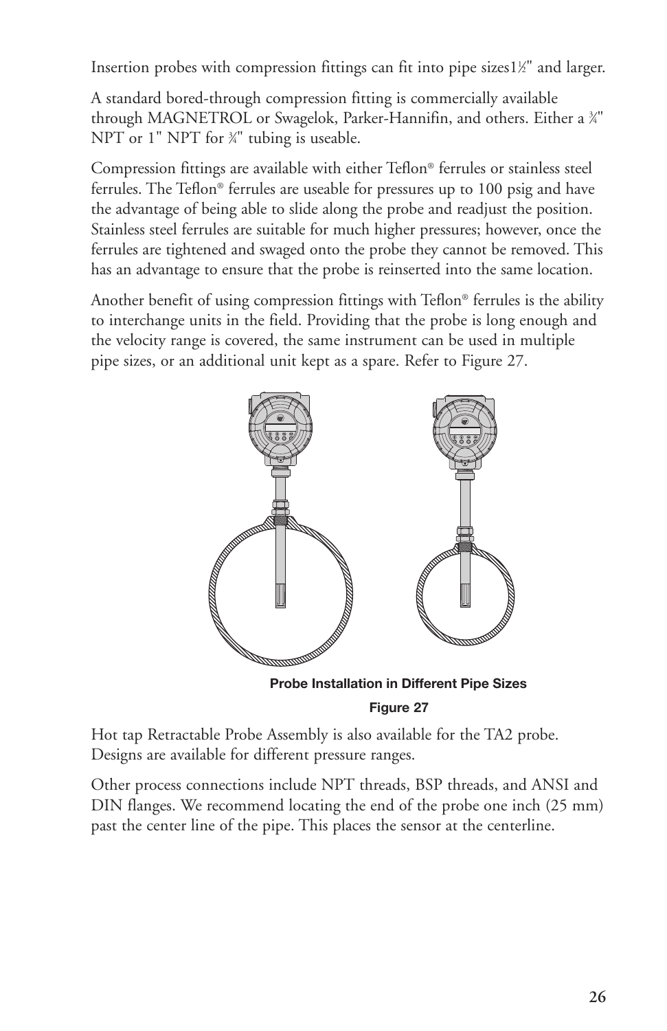Insertion probes with compression fittings can fit into pipe sizes1½" and larger.

A standard bored-through compression fitting is commercially available through MAGNETROL or Swagelok, Parker-Hannifin, and others. Either a ¾" NPT or 1" NPT for ¾" tubing is useable.

Compression fittings are available with either Teflon® ferrules or stainless steel ferrules. The Teflon® ferrules are useable for pressures up to 100 psig and have the advantage of being able to slide along the probe and readjust the position. Stainless steel ferrules are suitable for much higher pressures; however, once the ferrules are tightened and swaged onto the probe they cannot be removed. This has an advantage to ensure that the probe is reinserted into the same location.

Another benefit of using compression fittings with Teflon® ferrules is the ability to interchange units in the field. Providing that the probe is long enough and the velocity range is covered, the same instrument can be used in multiple pipe sizes, or an additional unit kept as a spare. Refer to Figure 27.

**Probe Installation in Different Pipe Sizes**

**Figure 27**

Hot tap Retractable Probe Assembly is also available for the TA2 probe. Designs are available for different pressure ranges.

Other process connections include NPT threads, BSP threads, and ANSI and DIN flanges. We recommend locating the end of the probe one inch (25 mm) past the center line of the pipe. This places the sensor at the centerline.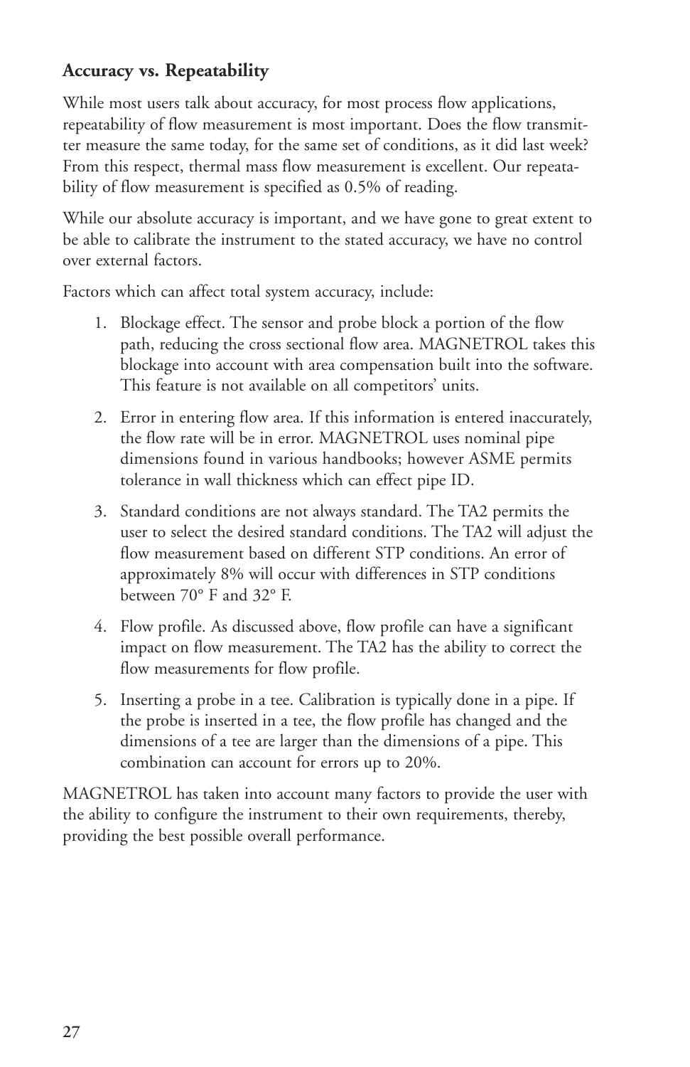### Accuracy vs. Repeatability

While most users talk about accuracy, for most process flow applications, repeatability of flow measurement is most important. Does the flow transmitter measure the same today, for the same set of conditions, as it did last week? From this respect, thermal mass flow measurement is excellent. Our repeatability of flow measurement is specified as 0.5% of reading.

While our absolute accuracy is important, and we have gone to great extent to be able to calibrate the instrument to the stated accuracy, we have no control over external factors.

Factors which can affect total system accuracy, include:

1. Blockage effect. The sensor and probe block a portion of the flow path, reducing the cross sectional flow area. MAGNETROL takes this blockage into account with area compensation built into the software. This feature is not available on all competitors' units.
2. Error in entering flow area. If this information is entered inaccurately, the flow rate will be in error. MAGNETROL uses nominal pipe dimensions found in various handbooks; however ASME permits tolerance in wall thickness which can effect pipe ID.
3. Standard conditions are not always standard. The TA2 permits the user to select the desired standard conditions. The TA2 will adjust the flow measurement based on different STP conditions. An error of approximately 8% will occur with differences in STP conditions between 70° F and 32° F.
4. Flow profile. As discussed above, flow profile can have a significant impact on flow measurement. The TA2 has the ability to correct the flow measurements for flow profile.
5. Inserting a probe in a tee. Calibration is typically done in a pipe. If the probe is inserted in a tee, the flow profile has changed and the dimensions of a tee are larger than the dimensions of a pipe. This combination can account for errors up to 20%.

MAGNETROL has taken into account many factors to provide the user with the ability to configure the instrument to their own requirements, thereby, providing the best possible overall performance.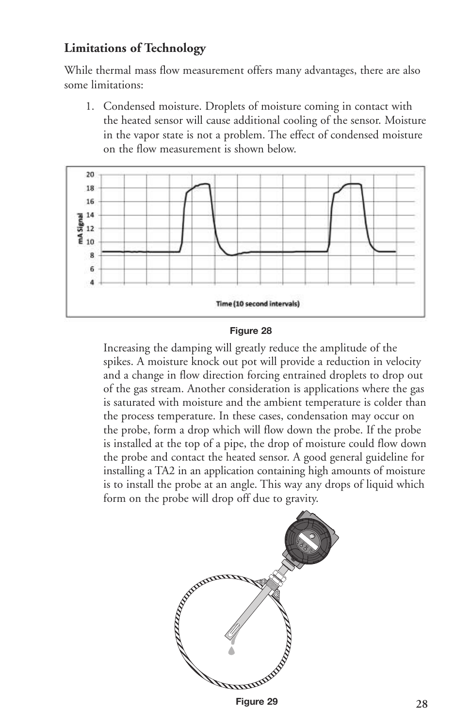### Limitations of Technology

While thermal mass flow measurement offers many advantages, there are also some limitations:

1. Condensed moisture. Droplets of moisture coming in contact with the heated sensor will cause additional cooling of the sensor. Moisture in the vapor state is not a problem. The effect of condensed moisture on the flow measurement is shown below.

Figure 28

Increasing the damping will greatly reduce the amplitude of the spikes. A moisture knock out pot will provide a reduction in velocity and a change in flow direction forcing entrained droplets to drop out of the gas stream. Another consideration is applications where the gas is saturated with moisture and the ambient temperature is colder than the process temperature. In these cases, condensation may occur on the probe, form a drop which will flow down the probe. If the probe is installed at the top of a pipe, the drop of moisture could flow down the probe and contact the heated sensor. A good general guideline for installing a TA2 in an application containing high amounts of moisture is to install the probe at an angle. This way any drops of liquid which form on the probe will drop off due to gravity.

Figure 29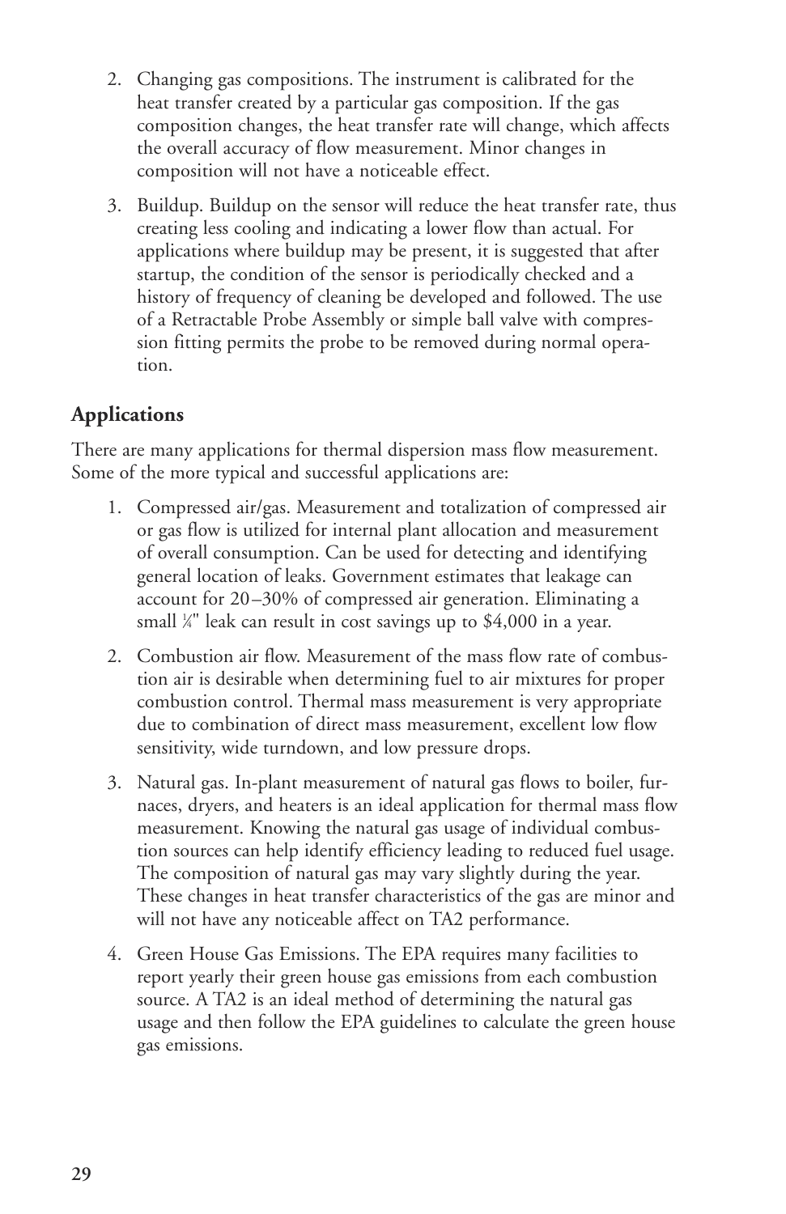2. Changing gas compositions. The instrument is calibrated for the heat transfer created by a particular gas composition. If the gas composition changes, the heat transfer rate will change, which affects the overall accuracy of flow measurement. Minor changes in composition will not have a noticeable effect.

3. Buildup. Buildup on the sensor will reduce the heat transfer rate, thus creating less cooling and indicating a lower flow than actual. For applications where buildup may be present, it is suggested that after startup, the condition of the sensor is periodically checked and a history of frequency of cleaning be developed and followed. The use of a Retractable Probe Assembly or simple ball valve with compression fitting permits the probe to be removed during normal operation.

## Applications

There are many applications for thermal dispersion mass flow measurement. Some of the more typical and successful applications are:

1. Compressed air/gas. Measurement and totalization of compressed air or gas flow is utilized for internal plant allocation and measurement of overall consumption. Can be used for detecting and identifying general location of leaks. Government estimates that leakage can account for 20–30% of compressed air generation. Eliminating a small ¼" leak can result in cost savings up to $4,000 in a year.

2. Combustion air flow. Measurement of the mass flow rate of combustion air is desirable when determining fuel to air mixtures for proper combustion control. Thermal mass measurement is very appropriate due to combination of direct mass measurement, excellent low flow sensitivity, wide turndown, and low pressure drops.

3. Natural gas. In-plant measurement of natural gas flows to boiler, furnaces, dryers, and heaters is an ideal application for thermal mass flow measurement. Knowing the natural gas usage of individual combustion sources can help identify efficiency leading to reduced fuel usage. The composition of natural gas may vary slightly during the year. These changes in heat transfer characteristics of the gas are minor and will not have any noticeable affect on TA2 performance.

4. Green House Gas Emissions. The EPA requires many facilities to report yearly their green house gas emissions from each combustion source. A TA2 is an ideal method of determining the natural gas usage and then follow the EPA guidelines to calculate the green house gas emissions.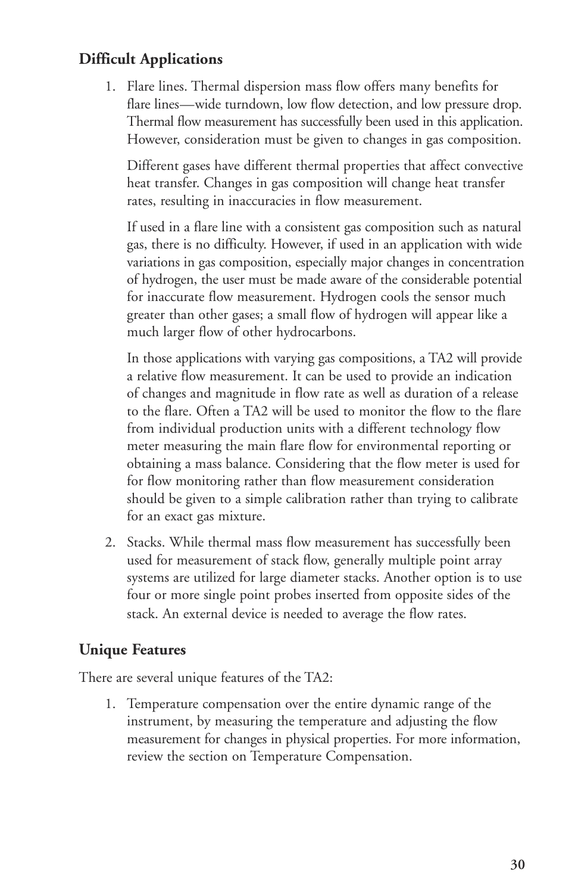## Difficult Applications

1. Flare lines. Thermal dispersion mass flow offers many benefits for flare lines—wide turndown, low flow detection, and low pressure drop. Thermal flow measurement has successfully been used in this application. However, consideration must be given to changes in gas composition.

   Different gases have different thermal properties that affect convective heat transfer. Changes in gas composition will change heat transfer rates, resulting in inaccuracies in flow measurement.

   If used in a flare line with a consistent gas composition such as natural gas, there is no difficulty. However, if used in an application with wide variations in gas composition, especially major changes in concentration of hydrogen, the user must be made aware of the considerable potential for inaccurate flow measurement. Hydrogen cools the sensor much greater than other gases; a small flow of hydrogen will appear like a much larger flow of other hydrocarbons.

   In those applications with varying gas compositions, a TA2 will provide a relative flow measurement. It can be used to provide an indication of changes and magnitude in flow rate as well as duration of a release to the flare. Often a TA2 will be used to monitor the flow to the flare from individual production units with a different technology flow meter measuring the main flare flow for environmental reporting or obtaining a mass balance. Considering that the flow meter is used for for flow monitoring rather than flow measurement consideration should be given to a simple calibration rather than trying to calibrate for an exact gas mixture.

2. Stacks. While thermal mass flow measurement has successfully been used for measurement of stack flow, generally multiple point array systems are utilized for large diameter stacks. Another option is to use four or more single point probes inserted from opposite sides of the stack. An external device is needed to average the flow rates.

## Unique Features

There are several unique features of the TA2:

1. Temperature compensation over the entire dynamic range of the instrument, by measuring the temperature and adjusting the flow measurement for changes in physical properties. For more information, review the section on Temperature Compensation.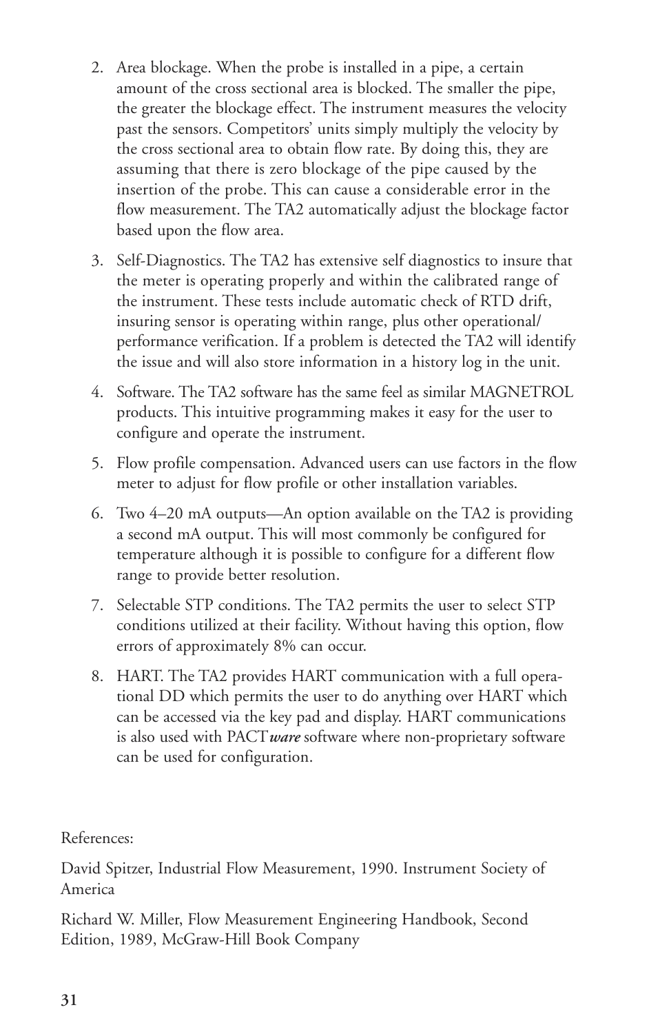2. Area blockage. When the probe is installed in a pipe, a certain amount of the cross sectional area is blocked. The smaller the pipe, the greater the blockage effect. The instrument measures the velocity past the sensors. Competitors' units simply multiply the velocity by the cross sectional area to obtain flow rate. By doing this, they are assuming that there is zero blockage of the pipe caused by the insertion of the probe. This can cause a considerable error in the flow measurement. The TA2 automatically adjust the blockage factor based upon the flow area.

3. Self-Diagnostics. The TA2 has extensive self diagnostics to insure that the meter is operating properly and within the calibrated range of the instrument. These tests include automatic check of RTD drift, insuring sensor is operating within range, plus other operational/performance verification. If a problem is detected the TA2 will identify the issue and will also store information in a history log in the unit.

4. Software. The TA2 software has the same feel as similar MAGNETROL products. This intuitive programming makes it easy for the user to configure and operate the instrument.

5. Flow profile compensation. Advanced users can use factors in the flow meter to adjust for flow profile or other installation variables.

6. Two 4–20 mA outputs—An option available on the TA2 is providing a second mA output. This will most commonly be configured for temperature although it is possible to configure for a different flow range to provide better resolution.

7. Selectable STP conditions. The TA2 permits the user to select STP conditions utilized at their facility. Without having this option, flow errors of approximately 8% can occur.

8. HART. The TA2 provides HART communication with a full operational DD which permits the user to do anything over HART which can be accessed via the key pad and display. HART communications is also used with PACT***ware*** software where non-proprietary software can be used for configuration.

References:

David Spitzer, Industrial Flow Measurement, 1990. Instrument Society of America

Richard W. Miller, Flow Measurement Engineering Handbook, Second Edition, 1989, McGraw-Hill Book Company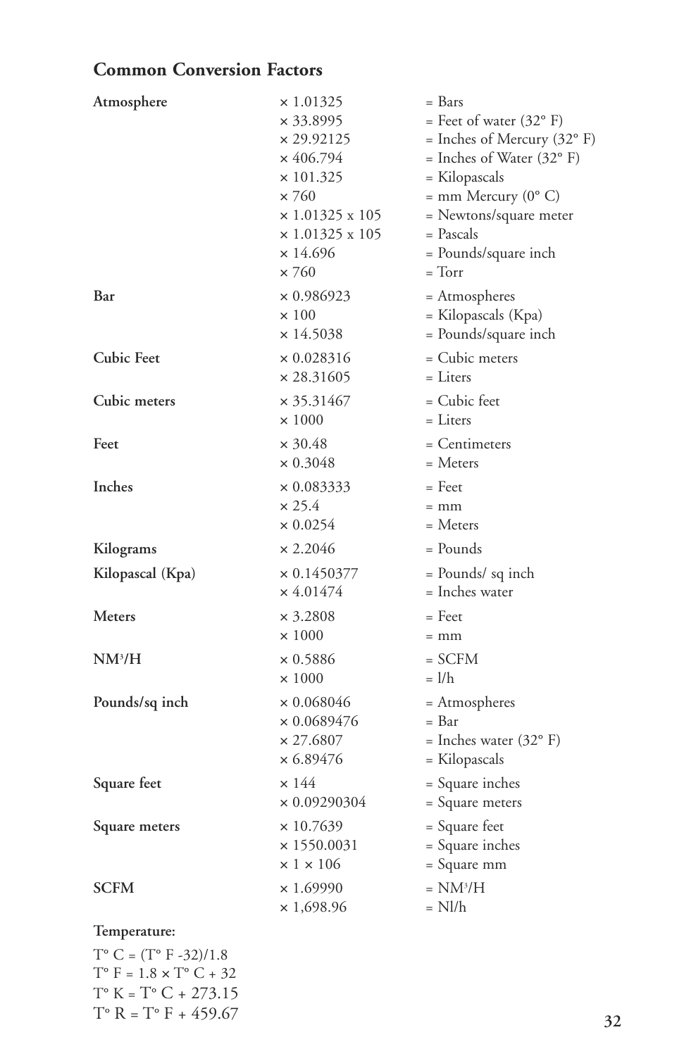## Common Conversion Factors

| | | |
|---|---|---|
| **Atmosphere** | × 1.01325 | = Bars |
| | × 33.8995 | = Feet of water (32° F) |
| | × 29.92125 | = Inches of Mercury (32° F) |
| | × 406.794 | = Inches of Water (32° F) |
| | × 101.325 | = Kilopascals |
| | × 760 | = mm Mercury (0° C) |
| | × 1.01325 x 105 | = Newtons/square meter |
| | × 1.01325 x 105 | = Pascals |
| | × 14.696 | = Pounds/square inch |
| | × 760 | = Torr |
| **Bar** | × 0.986923 | = Atmospheres |
| | × 100 | = Kilopascals (Kpa) |
| | × 14.5038 | = Pounds/square inch |
| **Cubic Feet** | × 0.028316 | = Cubic meters |
| | × 28.31605 | = Liters |
| **Cubic meters** | × 35.31467 | = Cubic feet |
| | × 1000 | = Liters |
| **Feet** | × 30.48 | = Centimeters |
| | × 0.3048 | = Meters |
| **Inches** | × 0.083333 | = Feet |
| | × 25.4 | = mm |
| | × 0.0254 | = Meters |
| **Kilograms** | × 2.2046 | = Pounds |
| **Kilopascal (Kpa)** | × 0.1450377 | = Pounds/ sq inch |
| | × 4.01474 | = Inches water |
| **Meters** | × 3.2808 | = Feet |
| | × 1000 | = mm |
| **NM³/H** | × 0.5886 | = SCFM |
| | × 1000 | = l/h |
| **Pounds/sq inch** | × 0.068046 | = Atmospheres |
| | × 0.0689476 | = Bar |
| | × 27.6807 | = Inches water (32° F) |
| | × 6.89476 | = Kilopascals |
| **Square feet** | × 144 | = Square inches |
| | × 0.09290304 | = Square meters |
| **Square meters** | × 10.7639 | = Square feet |
| | × 1550.0031 | = Square inches |
| | × 1 × 106 | = Square mm |
| **SCFM** | × 1.69990 | = NM³/H |
| | × 1,698.96 | = Nl/h |

**Temperature:**

T° C = (T° F -32)/1.8

T° F = 1.8 × T° C + 32

T° K = T° C + 273.15

T° R = T° F + 459.67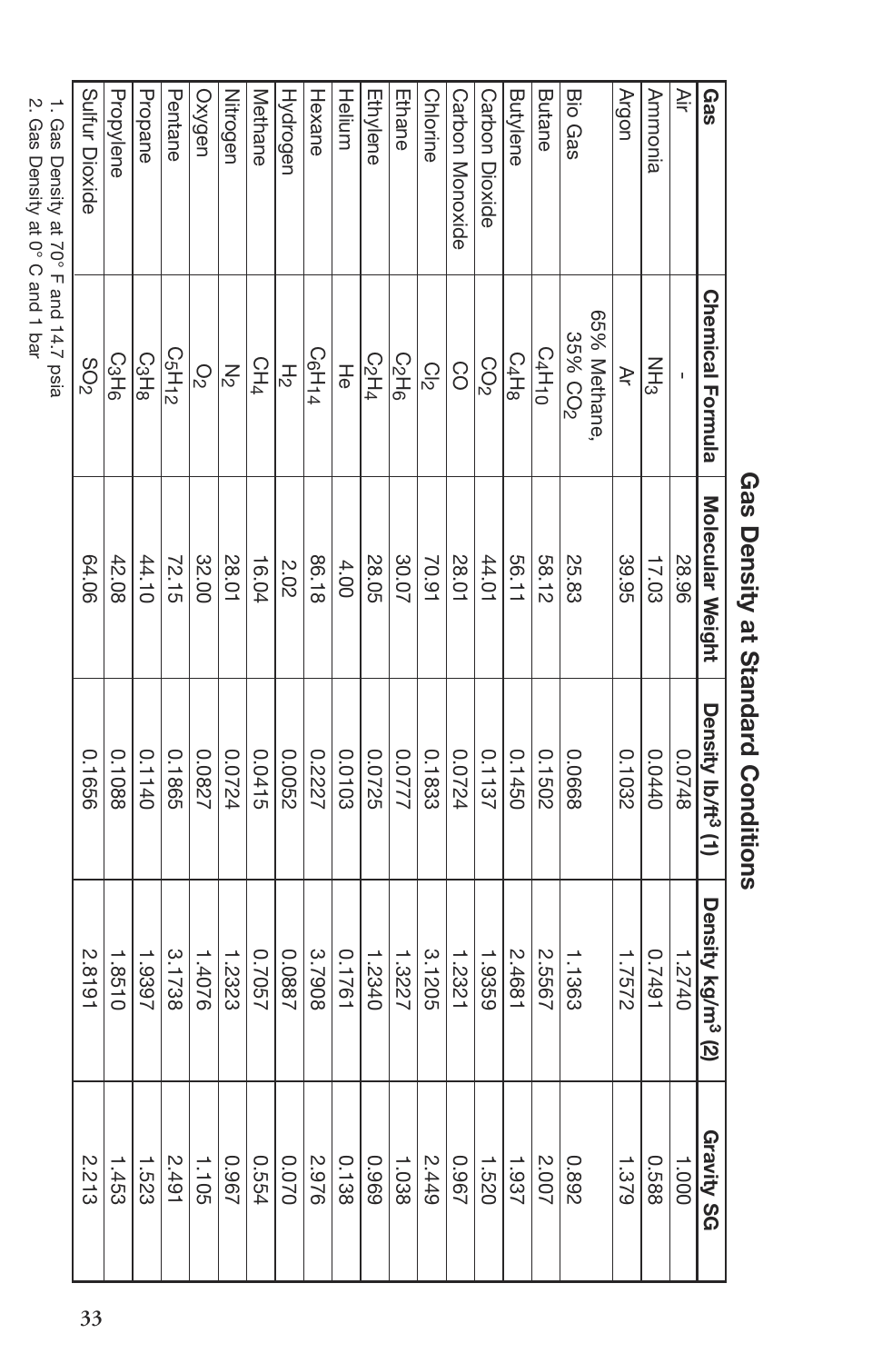# Gas Density at Standard Conditions

| Gas | Chemical Formula | Molecular Weight | Density lb/ft$^3$ (1) | Density kg/m$^3$ (2) | Gravity SG |
|---|---|---|---|---|---|
| Air | - | 28.96 | 0.0748 | 1.2740 | 1.000 |
| Ammonia | $NH_3$ | 17.03 | 0.0440 | 0.7491 | 0.588 |
| Argon | Ar | 39.95 | 0.1032 | 1.7572 | 1.379 |
| Bio Gas | 65% Methane, 35% $CO_2$ | 25.83 | 0.0668 | 1.1363 | 0.892 |
| Butane | $C_4H_{10}$ | 58.12 | 0.1502 | 2.5567 | 2.007 |
| Butylene | $C_4H_8$ | 56.11 | 0.1450 | 2.4681 | 1.937 |
| Carbon Dioxide | $CO_2$ | 44.01 | 0.1137 | 1.9359 | 1.520 |
| Carbon Monoxide | CO | 28.01 | 0.0724 | 1.2321 | 0.967 |
| Chlorine | $Cl_2$ | 70.91 | 0.1833 | 3.1205 | 2.449 |
| Ethane | $C_2H_6$ | 30.07 | 0.0777 | 1.3227 | 1.038 |
| Ethylene | $C_2H_4$ | 28.05 | 0.0725 | 1.2340 | 0.969 |
| Helium | He | 4.00 | 0.0103 | 0.1761 | 0.138 |
| Hexane | $C_6H_{14}$ | 86.18 | 0.2227 | 3.7908 | 2.976 |
| Hydrogen | $H_2$ | 2.02 | 0.0052 | 0.0887 | 0.070 |
| Methane | $CH_4$ | 16.04 | 0.0415 | 0.7057 | 0.554 |
| Nitrogen | $N_2$ | 28.01 | 0.0724 | 1.2323 | 0.967 |
| Oxygen | $O_2$ | 32.00 | 0.0827 | 1.4076 | 1.105 |
| Pentane | $C_5H_{12}$ | 72.15 | 0.1865 | 3.1738 | 2.491 |
| Propane | $C_3H_8$ | 44.10 | 0.1140 | 1.9397 | 1.523 |
| Propylene | $C_3H_6$ | 42.08 | 0.1088 | 1.8510 | 1.453 |
| Sulfur Dioxide | $SO_2$ | 64.06 | 0.1656 | 2.8191 | 2.213 |

1. Gas Density at 70° F and 14.7 psia
2. Gas Density at 0° C and 1 bar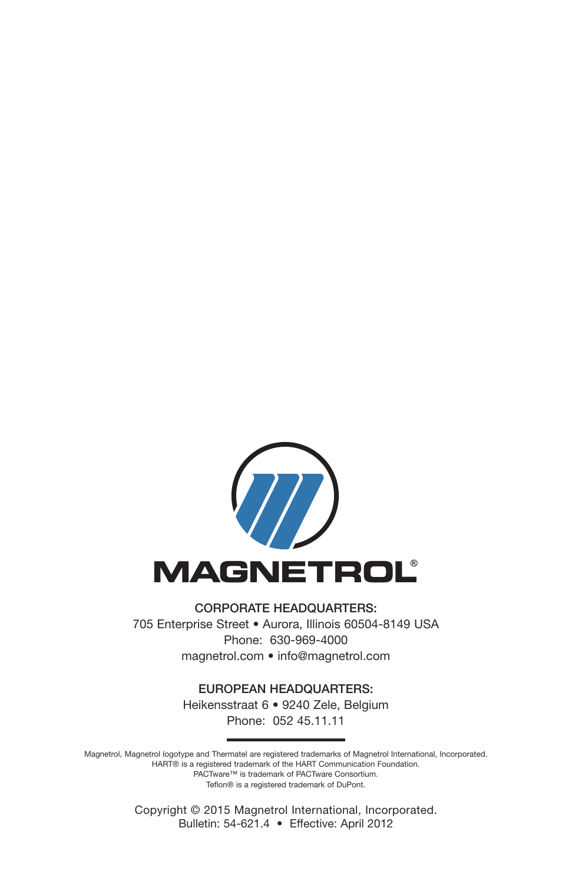MAGNETROL®

**CORPORATE HEADQUARTERS:**
705 Enterprise Street • Aurora, Illinois 60504-8149 USA
Phone: 630-969-4000
magnetrol.com • info@magnetrol.com

**EUROPEAN HEADQUARTERS:**
Heikensstraat 6 • 9240 Zele, Belgium
Phone: 052 45.11.11

Magnetrol, Magnetrol logotype and Thermatel are registered trademarks of Magnetrol International, Incorporated.
HART® is a registered trademark of the HART Communication Foundation.
PACTware™ is trademark of PACTware Consortium.
Teflon® is a registered trademark of DuPont.

Copyright © 2015 Magnetrol International, Incorporated.
Bulletin: 54-621.4 • Effective: April 2012